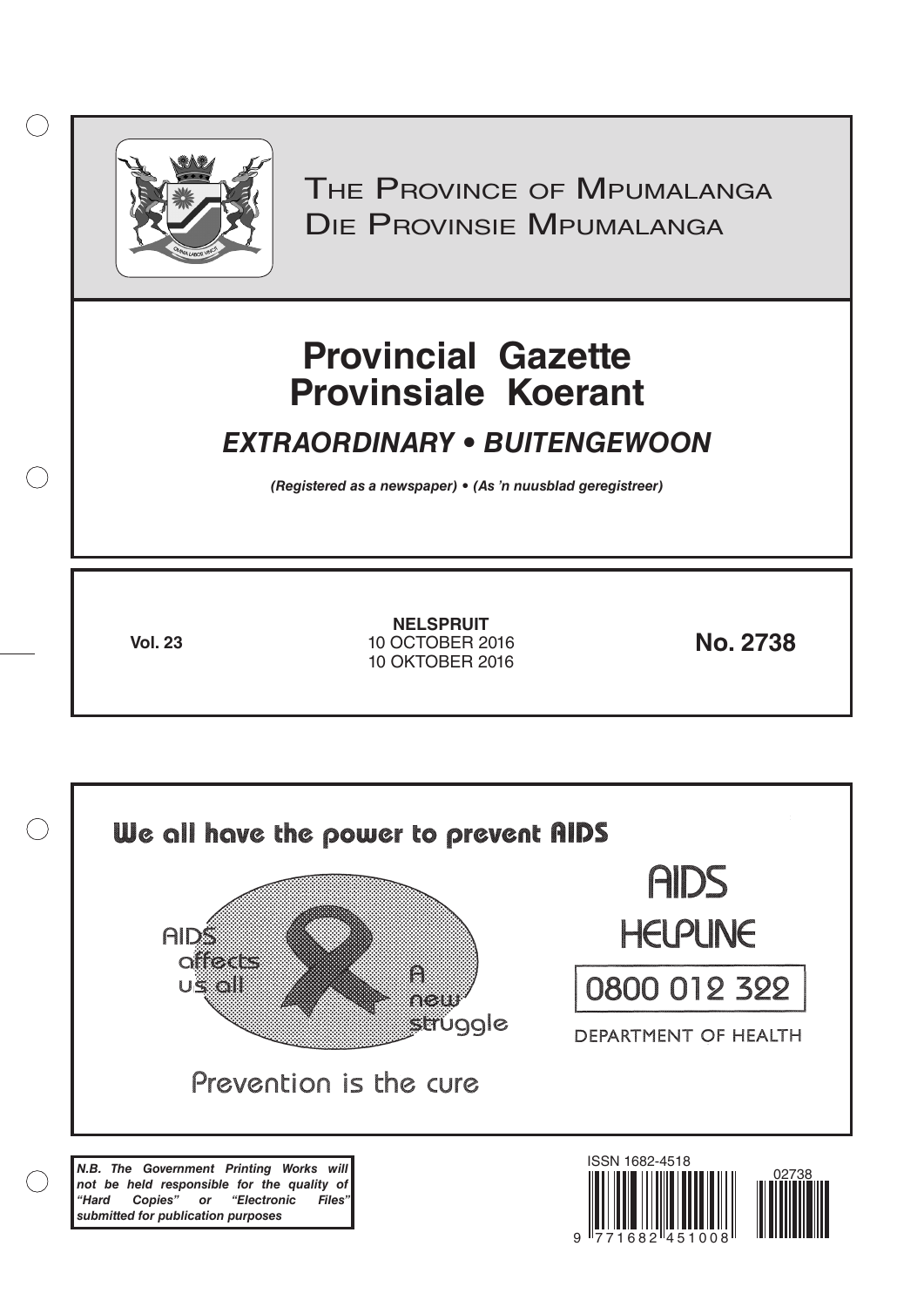# The Province of Mpumalanga
# Die Provinsie Mpumalanga

# Provincial Gazette
# Provinsiale Koerant

## *EXTRAORDINARY • BUITENGEWOON*

***(Registered as a newspaper) • (As 'n nuusblad geregistreer)***

**Vol. 23**

**NELSPRUIT**
10 OCTOBER 2016
10 OKTOBER 2016

**No. 2738**

We all have the power to prevent AIDS

AIDS affects us all

A new struggle

Prevention is the cure

AIDS HELPLINE

0800 012 322

DEPARTMENT OF HEALTH

***N.B. The Government Printing Works will not be held responsible for the quality of "Hard Copies" or "Electronic Files" submitted for publication purposes***

ISSN 1682-4518

02738

9 771682 451008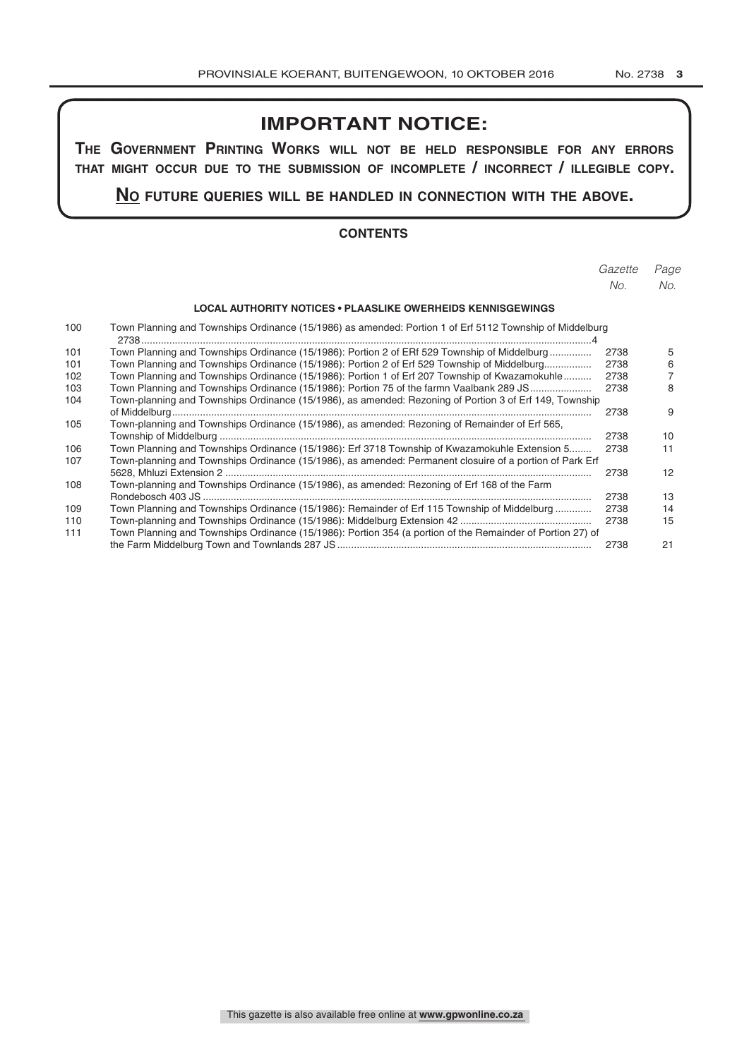# IMPORTANT NOTICE:

**THE GOVERNMENT PRINTING WORKS WILL NOT BE HELD RESPONSIBLE FOR ANY ERRORS THAT MIGHT OCCUR DUE TO THE SUBMISSION OF INCOMPLETE / INCORRECT / ILLEGIBLE COPY.**

**NO FUTURE QUERIES WILL BE HANDLED IN CONNECTION WITH THE ABOVE.**

## CONTENTS

| | | *Gazette No.* | *Page No.* |
|---|---|---|---|
| | **LOCAL AUTHORITY NOTICES • PLAASLIKE OWERHEIDS KENNISGEWINGS** | | |
| 100 | Town Planning and Townships Ordinance (15/1986) as amended: Portion 1 of Erf 5112 Township of Middelburg | 2738 | 4 |
| 101 | Town Planning and Townships Ordinance (15/1986): Portion 2 of ERf 529 Township of Middelburg | 2738 | 5 |
| 101 | Town Planning and Townships Ordinance (15/1986): Portion 2 of Erf 529 Township of Middelburg | 2738 | 6 |
| 102 | Town Planning and Townships Ordinance (15/1986): Portion 1 of Erf 207 Township of Kwazamokuhle | 2738 | 7 |
| 103 | Town Planning and Townships Ordinance (15/1986): Portion 75 of the farmn Vaalbank 289 JS | 2738 | 8 |
| 104 | Town-planning and Townships Ordinance (15/1986), as amended: Rezoning of Portion 3 of Erf 149, Township of Middelburg | 2738 | 9 |
| 105 | Town-planning and Townships Ordinance (15/1986), as amended: Rezoning of Remainder of Erf 565, Township of Middelburg | 2738 | 10 |
| 106 | Town Planning and Townships Ordinance (15/1986): Erf 3718 Township of Kwazamokuhle Extension 5 | 2738 | 11 |
| 107 | Town-planning and Townships Ordinance (15/1986), as amended: Permanent closuire of a portion of Park Erf 5628, Mhluzi Extension 2 | 2738 | 12 |
| 108 | Town-planning and Townships Ordinance (15/1986), as amended: Rezoning of Erf 168 of the Farm Rondebosch 403 JS | 2738 | 13 |
| 109 | Town Planning and Townships Ordinance (15/1986): Remainder of Erf 115 Township of Middelburg | 2738 | 14 |
| 110 | Town-planning and Townships Ordinance (15/1986): Middelburg Extension 42 | 2738 | 15 |
| 111 | Town Planning and Townships Ordinance (15/1986): Portion 354 (a portion of the Remainder of Portion 27) of the Farm Middelburg Town and Townlands 287 JS | 2738 | 21 |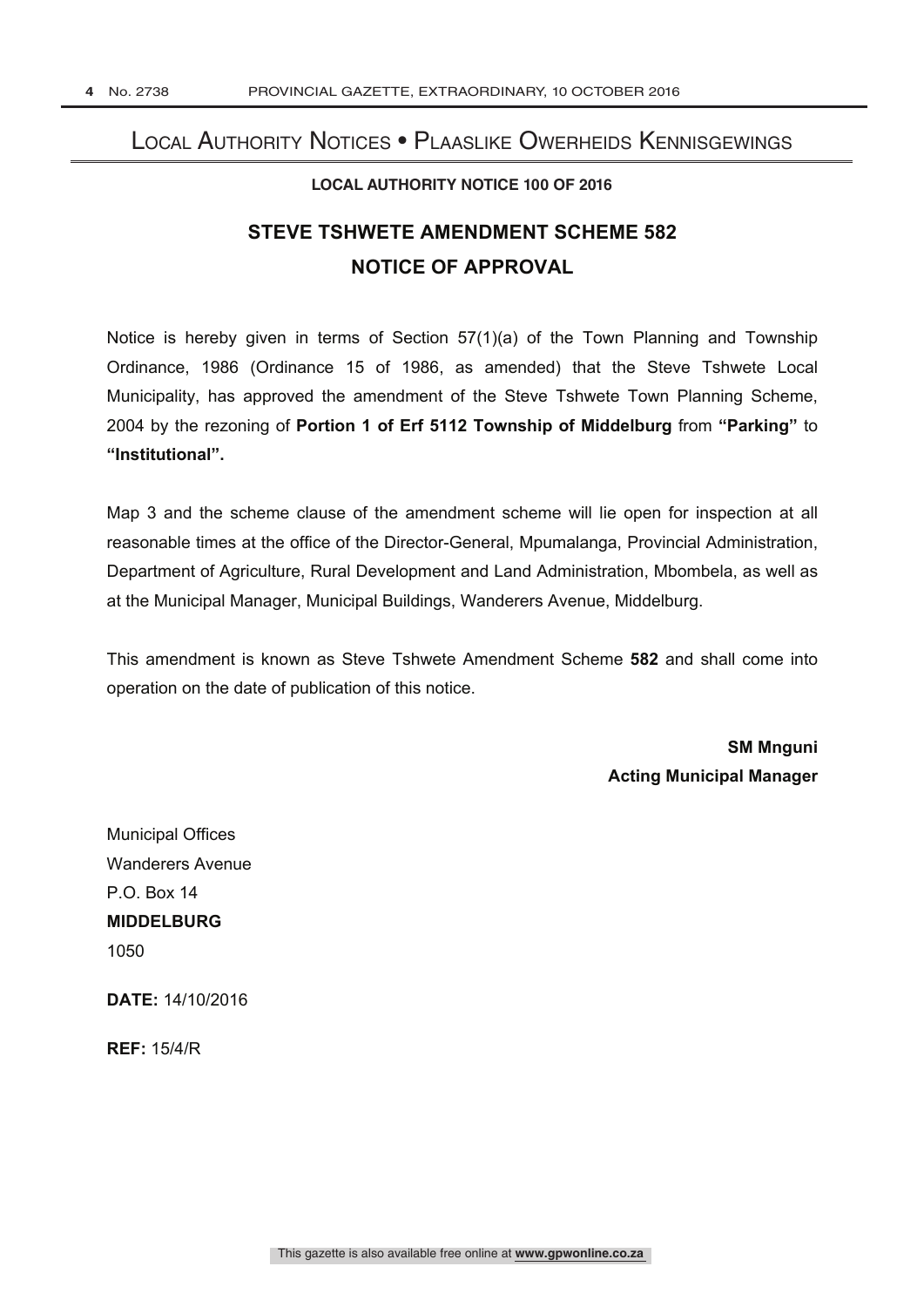# Local Authority Notices • Plaaslike Owerheids Kennisgewings

**LOCAL AUTHORITY NOTICE 100 OF 2016**

## STEVE TSHWETE AMENDMENT SCHEME 582
## NOTICE OF APPROVAL

Notice is hereby given in terms of Section 57(1)(a) of the Town Planning and Township Ordinance, 1986 (Ordinance 15 of 1986, as amended) that the Steve Tshwete Local Municipality, has approved the amendment of the Steve Tshwete Town Planning Scheme, 2004 by the rezoning of **Portion 1 of Erf 5112 Township of Middelburg** from **"Parking"** to **"Institutional".**

Map 3 and the scheme clause of the amendment scheme will lie open for inspection at all reasonable times at the office of the Director-General, Mpumalanga, Provincial Administration, Department of Agriculture, Rural Development and Land Administration, Mbombela, as well as at the Municipal Manager, Municipal Buildings, Wanderers Avenue, Middelburg.

This amendment is known as Steve Tshwete Amendment Scheme **582** and shall come into operation on the date of publication of this notice.

**SM Mnguni**
**Acting Municipal Manager**

Municipal Offices
Wanderers Avenue
P.O. Box 14
**MIDDELBURG**
1050

**DATE:** 14/10/2016

**REF:** 15/4/R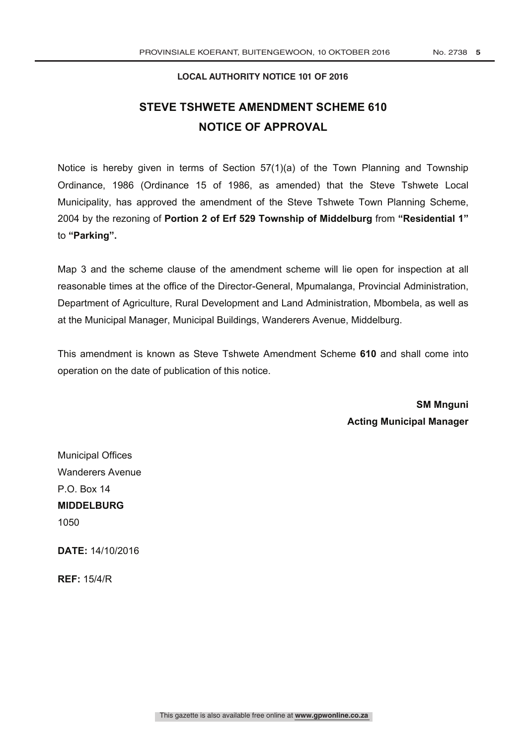**LOCAL AUTHORITY NOTICE 101 OF 2016**

# STEVE TSHWETE AMENDMENT SCHEME 610
# NOTICE OF APPROVAL

Notice is hereby given in terms of Section 57(1)(a) of the Town Planning and Township Ordinance, 1986 (Ordinance 15 of 1986, as amended) that the Steve Tshwete Local Municipality, has approved the amendment of the Steve Tshwete Town Planning Scheme, 2004 by the rezoning of **Portion 2 of Erf 529 Township of Middelburg** from **"Residential 1"** to **"Parking".**

Map 3 and the scheme clause of the amendment scheme will lie open for inspection at all reasonable times at the office of the Director-General, Mpumalanga, Provincial Administration, Department of Agriculture, Rural Development and Land Administration, Mbombela, as well as at the Municipal Manager, Municipal Buildings, Wanderers Avenue, Middelburg.

This amendment is known as Steve Tshwete Amendment Scheme **610** and shall come into operation on the date of publication of this notice.

**SM Mnguni**
**Acting Municipal Manager**

Municipal Offices
Wanderers Avenue
P.O. Box 14
**MIDDELBURG**
1050

**DATE:** 14/10/2016

**REF:** 15/4/R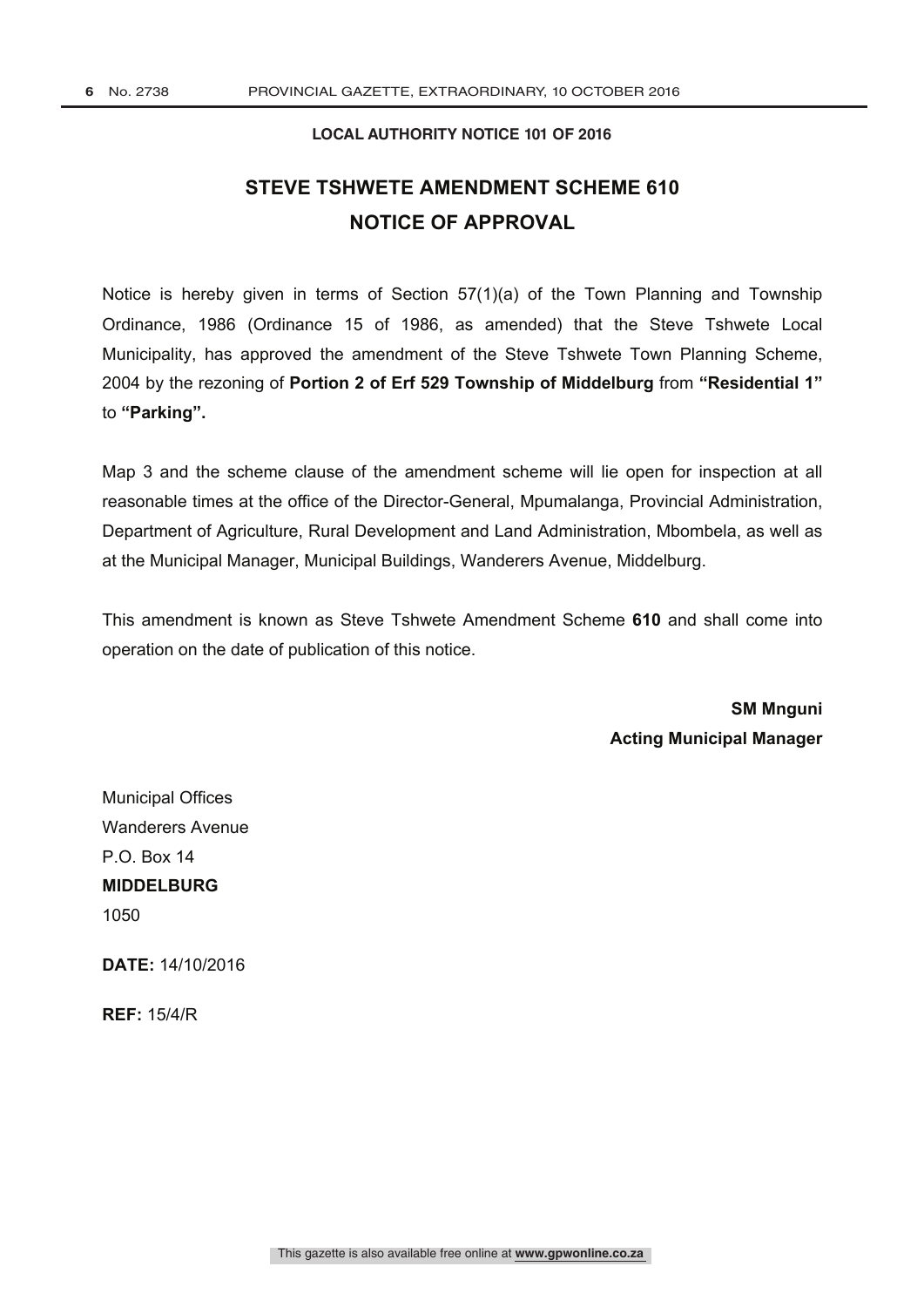**LOCAL AUTHORITY NOTICE 101 OF 2016**

## STEVE TSHWETE AMENDMENT SCHEME 610
## NOTICE OF APPROVAL

Notice is hereby given in terms of Section 57(1)(a) of the Town Planning and Township Ordinance, 1986 (Ordinance 15 of 1986, as amended) that the Steve Tshwete Local Municipality, has approved the amendment of the Steve Tshwete Town Planning Scheme, 2004 by the rezoning of **Portion 2 of Erf 529 Township of Middelburg** from **"Residential 1"** to **"Parking".**

Map 3 and the scheme clause of the amendment scheme will lie open for inspection at all reasonable times at the office of the Director-General, Mpumalanga, Provincial Administration, Department of Agriculture, Rural Development and Land Administration, Mbombela, as well as at the Municipal Manager, Municipal Buildings, Wanderers Avenue, Middelburg.

This amendment is known as Steve Tshwete Amendment Scheme **610** and shall come into operation on the date of publication of this notice.

**SM Mnguni**
**Acting Municipal Manager**

Municipal Offices
Wanderers Avenue
P.O. Box 14
**MIDDELBURG**
1050

**DATE:** 14/10/2016

**REF:** 15/4/R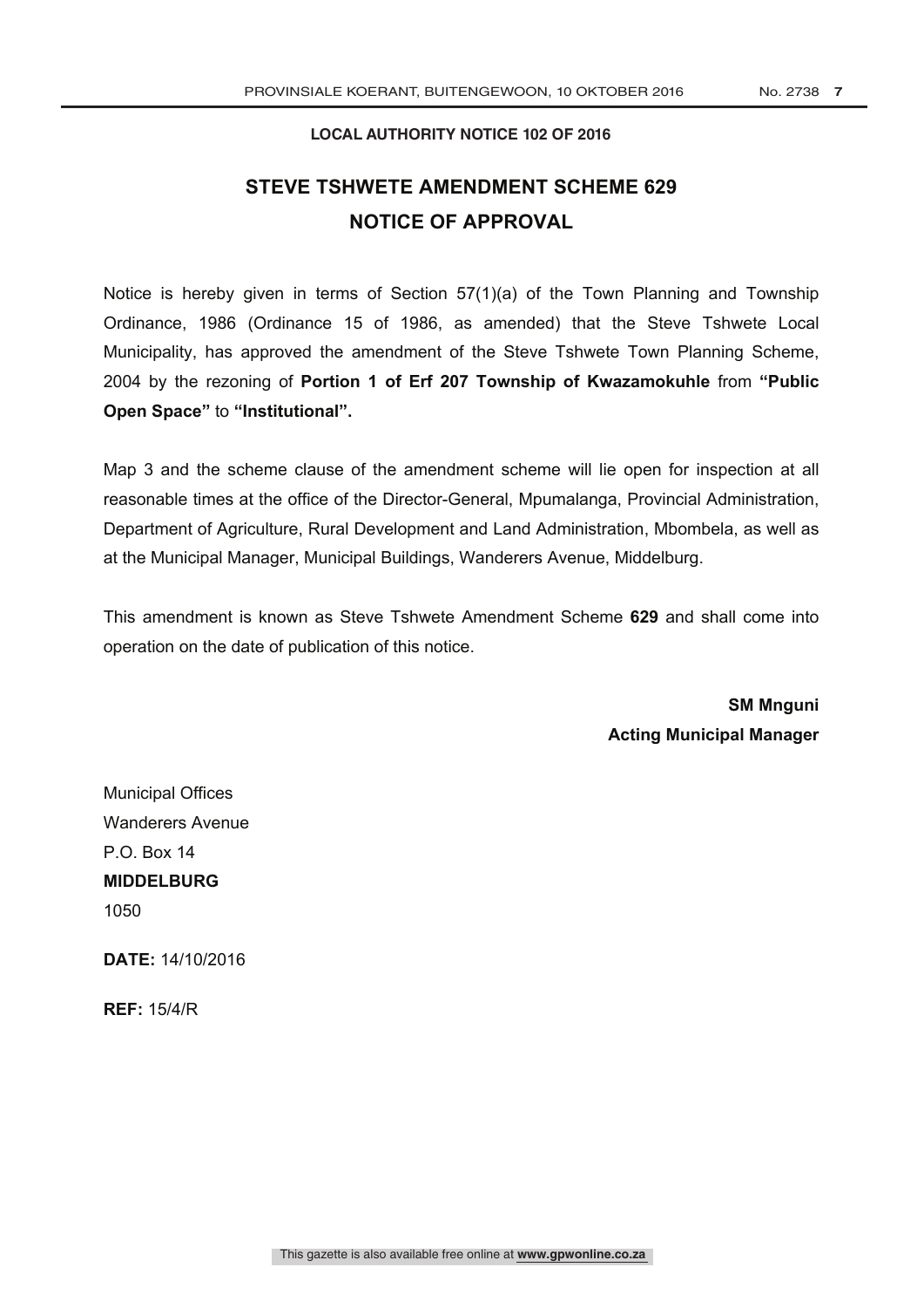**LOCAL AUTHORITY NOTICE 102 OF 2016**

# STEVE TSHWETE AMENDMENT SCHEME 629
## NOTICE OF APPROVAL

Notice is hereby given in terms of Section 57(1)(a) of the Town Planning and Township Ordinance, 1986 (Ordinance 15 of 1986, as amended) that the Steve Tshwete Local Municipality, has approved the amendment of the Steve Tshwete Town Planning Scheme, 2004 by the rezoning of **Portion 1 of Erf 207 Township of Kwazamokuhle** from **"Public Open Space"** to **"Institutional".**

Map 3 and the scheme clause of the amendment scheme will lie open for inspection at all reasonable times at the office of the Director-General, Mpumalanga, Provincial Administration, Department of Agriculture, Rural Development and Land Administration, Mbombela, as well as at the Municipal Manager, Municipal Buildings, Wanderers Avenue, Middelburg.

This amendment is known as Steve Tshwete Amendment Scheme **629** and shall come into operation on the date of publication of this notice.

**SM Mnguni**
**Acting Municipal Manager**

Municipal Offices
Wanderers Avenue
P.O. Box 14
**MIDDELBURG**
1050

**DATE:** 14/10/2016

**REF:** 15/4/R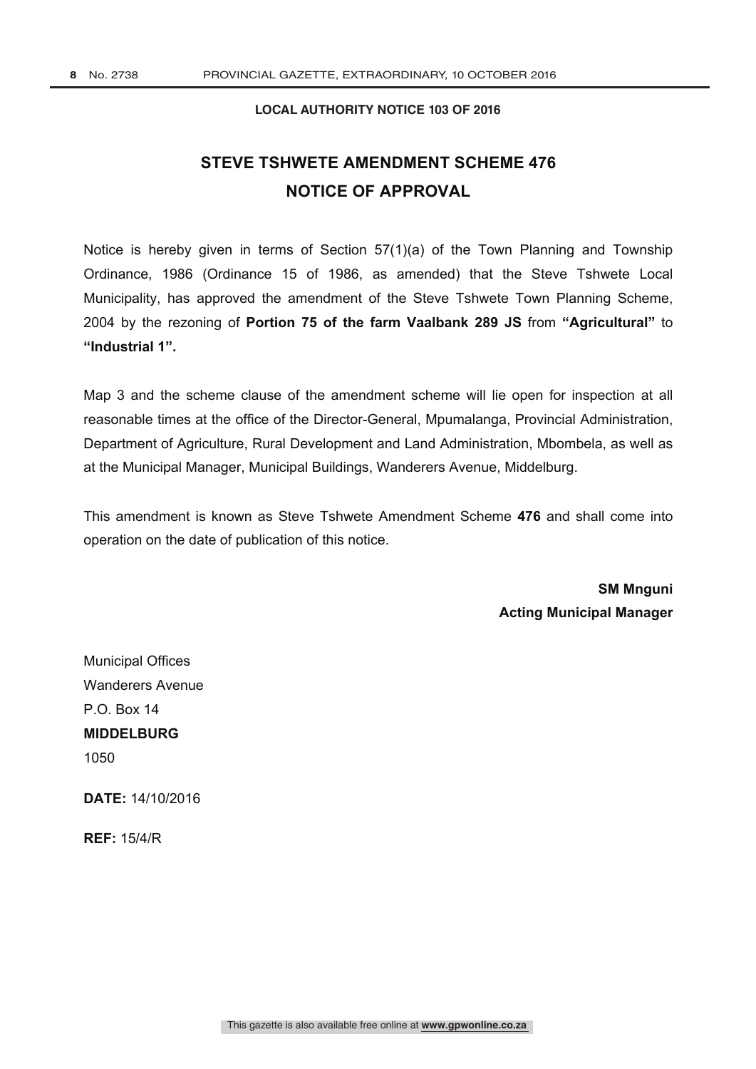**LOCAL AUTHORITY NOTICE 103 OF 2016**

## STEVE TSHWETE AMENDMENT SCHEME 476
## NOTICE OF APPROVAL

Notice is hereby given in terms of Section 57(1)(a) of the Town Planning and Township Ordinance, 1986 (Ordinance 15 of 1986, as amended) that the Steve Tshwete Local Municipality, has approved the amendment of the Steve Tshwete Town Planning Scheme, 2004 by the rezoning of **Portion 75 of the farm Vaalbank 289 JS** from **"Agricultural"** to **"Industrial 1".**

Map 3 and the scheme clause of the amendment scheme will lie open for inspection at all reasonable times at the office of the Director-General, Mpumalanga, Provincial Administration, Department of Agriculture, Rural Development and Land Administration, Mbombela, as well as at the Municipal Manager, Municipal Buildings, Wanderers Avenue, Middelburg.

This amendment is known as Steve Tshwete Amendment Scheme **476** and shall come into operation on the date of publication of this notice.

**SM Mnguni**
**Acting Municipal Manager**

Municipal Offices
Wanderers Avenue
P.O. Box 14
**MIDDELBURG**
1050

**DATE:** 14/10/2016

**REF:** 15/4/R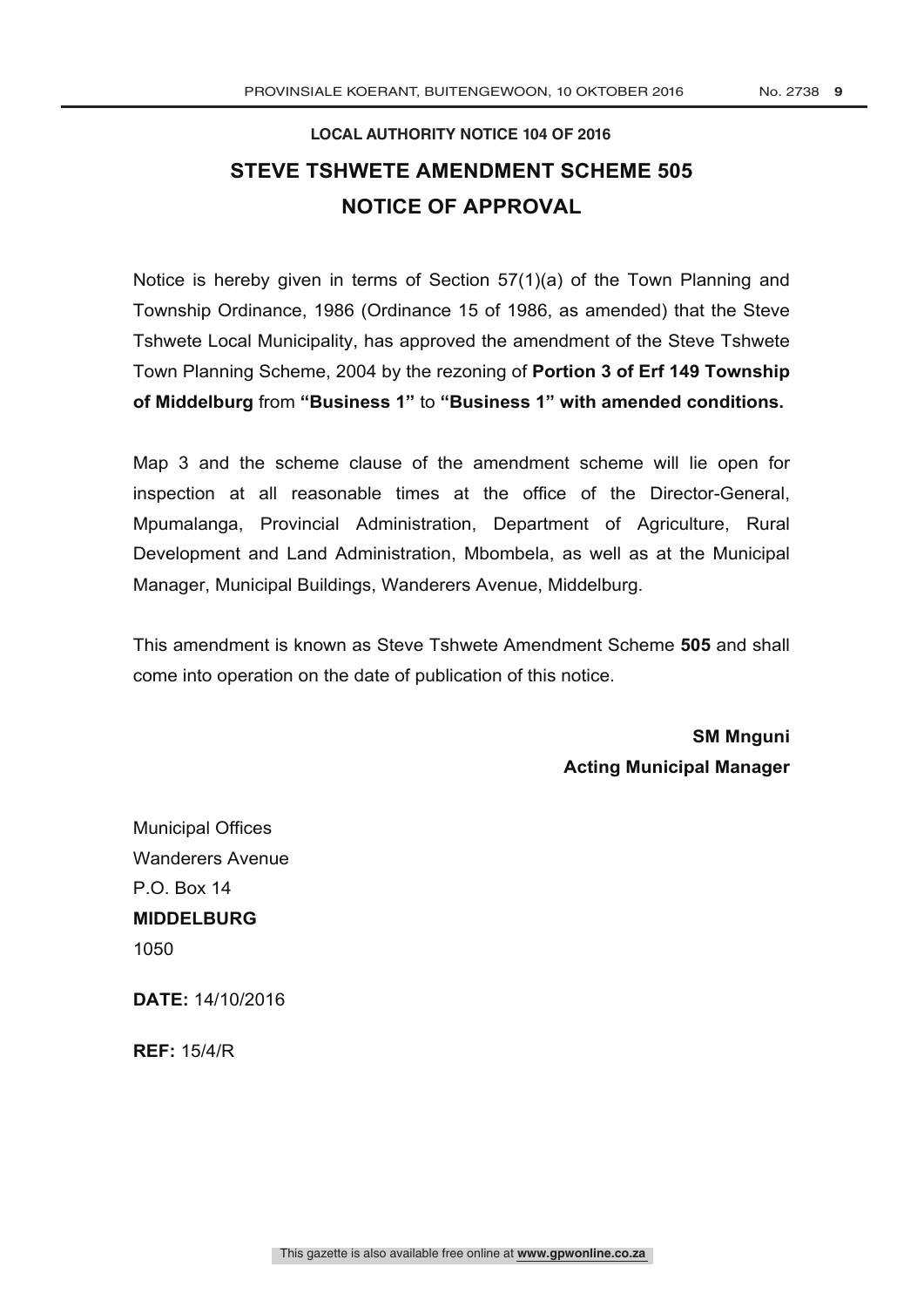**LOCAL AUTHORITY NOTICE 104 OF 2016**

# STEVE TSHWETE AMENDMENT SCHEME 505

## NOTICE OF APPROVAL

Notice is hereby given in terms of Section 57(1)(a) of the Town Planning and Township Ordinance, 1986 (Ordinance 15 of 1986, as amended) that the Steve Tshwete Local Municipality, has approved the amendment of the Steve Tshwete Town Planning Scheme, 2004 by the rezoning of **Portion 3 of Erf 149 Township of Middelburg** from **"Business 1"** to **"Business 1" with amended conditions.**

Map 3 and the scheme clause of the amendment scheme will lie open for inspection at all reasonable times at the office of the Director-General, Mpumalanga, Provincial Administration, Department of Agriculture, Rural Development and Land Administration, Mbombela, as well as at the Municipal Manager, Municipal Buildings, Wanderers Avenue, Middelburg.

This amendment is known as Steve Tshwete Amendment Scheme **505** and shall come into operation on the date of publication of this notice.

**SM Mnguni**
**Acting Municipal Manager**

Municipal Offices
Wanderers Avenue
P.O. Box 14
**MIDDELBURG**
1050

**DATE:** 14/10/2016

**REF:** 15/4/R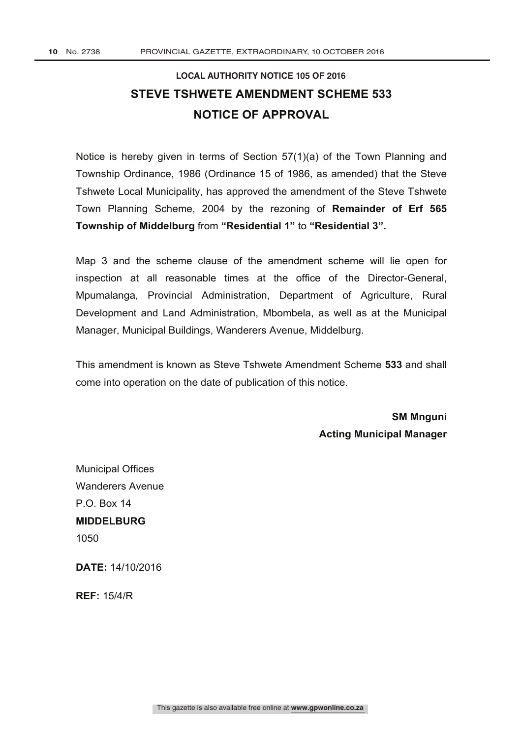## LOCAL AUTHORITY NOTICE 105 OF 2016

# STEVE TSHWETE AMENDMENT SCHEME 533

# NOTICE OF APPROVAL

Notice is hereby given in terms of Section 57(1)(a) of the Town Planning and Township Ordinance, 1986 (Ordinance 15 of 1986, as amended) that the Steve Tshwete Local Municipality, has approved the amendment of the Steve Tshwete Town Planning Scheme, 2004 by the rezoning of **Remainder of Erf 565 Township of Middelburg** from **"Residential 1"** to **"Residential 3".**

Map 3 and the scheme clause of the amendment scheme will lie open for inspection at all reasonable times at the office of the Director-General, Mpumalanga, Provincial Administration, Department of Agriculture, Rural Development and Land Administration, Mbombela, as well as at the Municipal Manager, Municipal Buildings, Wanderers Avenue, Middelburg.

This amendment is known as Steve Tshwete Amendment Scheme **533** and shall come into operation on the date of publication of this notice.

**SM Mnguni**
**Acting Municipal Manager**

Municipal Offices
Wanderers Avenue
P.O. Box 14
**MIDDELBURG**
1050

**DATE:** 14/10/2016

**REF:** 15/4/R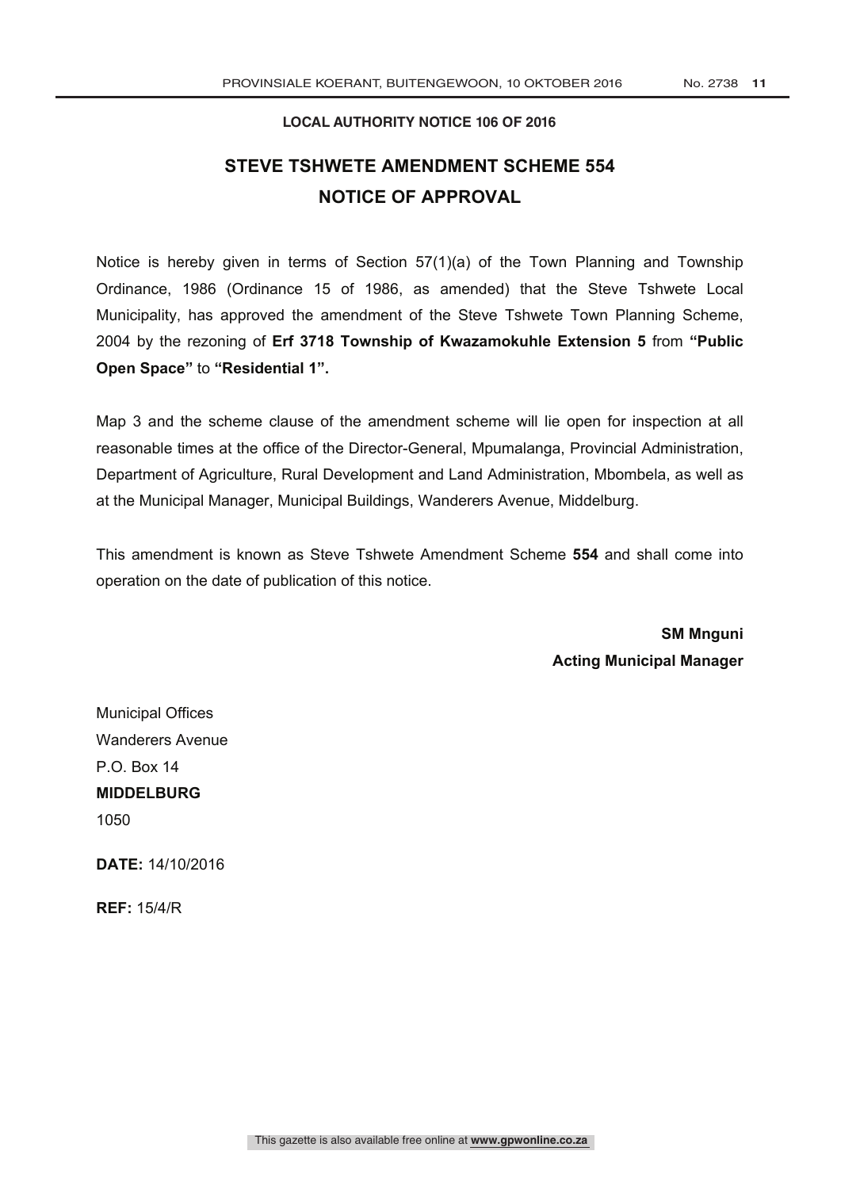**LOCAL AUTHORITY NOTICE 106 OF 2016**

## STEVE TSHWETE AMENDMENT SCHEME 554
## NOTICE OF APPROVAL

Notice is hereby given in terms of Section 57(1)(a) of the Town Planning and Township Ordinance, 1986 (Ordinance 15 of 1986, as amended) that the Steve Tshwete Local Municipality, has approved the amendment of the Steve Tshwete Town Planning Scheme, 2004 by the rezoning of **Erf 3718 Township of Kwazamokuhle Extension 5** from **"Public Open Space"** to **"Residential 1".**

Map 3 and the scheme clause of the amendment scheme will lie open for inspection at all reasonable times at the office of the Director-General, Mpumalanga, Provincial Administration, Department of Agriculture, Rural Development and Land Administration, Mbombela, as well as at the Municipal Manager, Municipal Buildings, Wanderers Avenue, Middelburg.

This amendment is known as Steve Tshwete Amendment Scheme **554** and shall come into operation on the date of publication of this notice.

**SM Mnguni**
**Acting Municipal Manager**

Municipal Offices
Wanderers Avenue
P.O. Box 14
**MIDDELBURG**
1050

**DATE:** 14/10/2016

**REF:** 15/4/R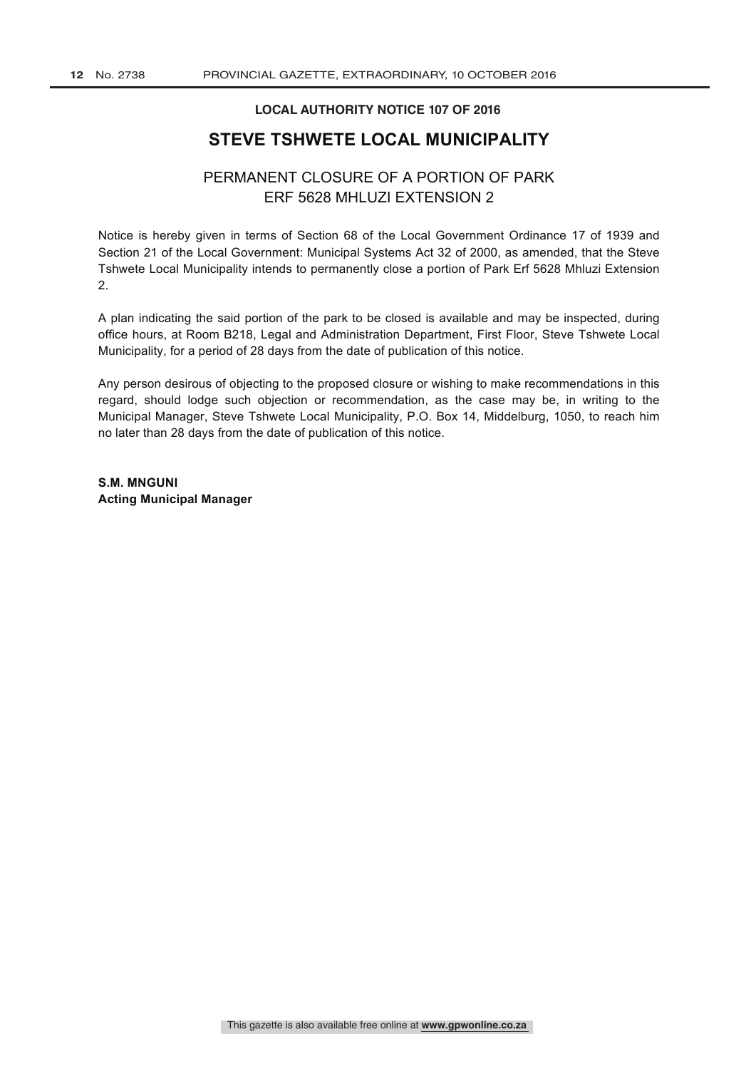**LOCAL AUTHORITY NOTICE 107 OF 2016**

# STEVE TSHWETE LOCAL MUNICIPALITY

## PERMANENT CLOSURE OF A PORTION OF PARK ERF 5628 MHLUZI EXTENSION 2

Notice is hereby given in terms of Section 68 of the Local Government Ordinance 17 of 1939 and Section 21 of the Local Government: Municipal Systems Act 32 of 2000, as amended, that the Steve Tshwete Local Municipality intends to permanently close a portion of Park Erf 5628 Mhluzi Extension 2.

A plan indicating the said portion of the park to be closed is available and may be inspected, during office hours, at Room B218, Legal and Administration Department, First Floor, Steve Tshwete Local Municipality, for a period of 28 days from the date of publication of this notice.

Any person desirous of objecting to the proposed closure or wishing to make recommendations in this regard, should lodge such objection or recommendation, as the case may be, in writing to the Municipal Manager, Steve Tshwete Local Municipality, P.O. Box 14, Middelburg, 1050, to reach him no later than 28 days from the date of publication of this notice.

**S.M. MNGUNI**
**Acting Municipal Manager**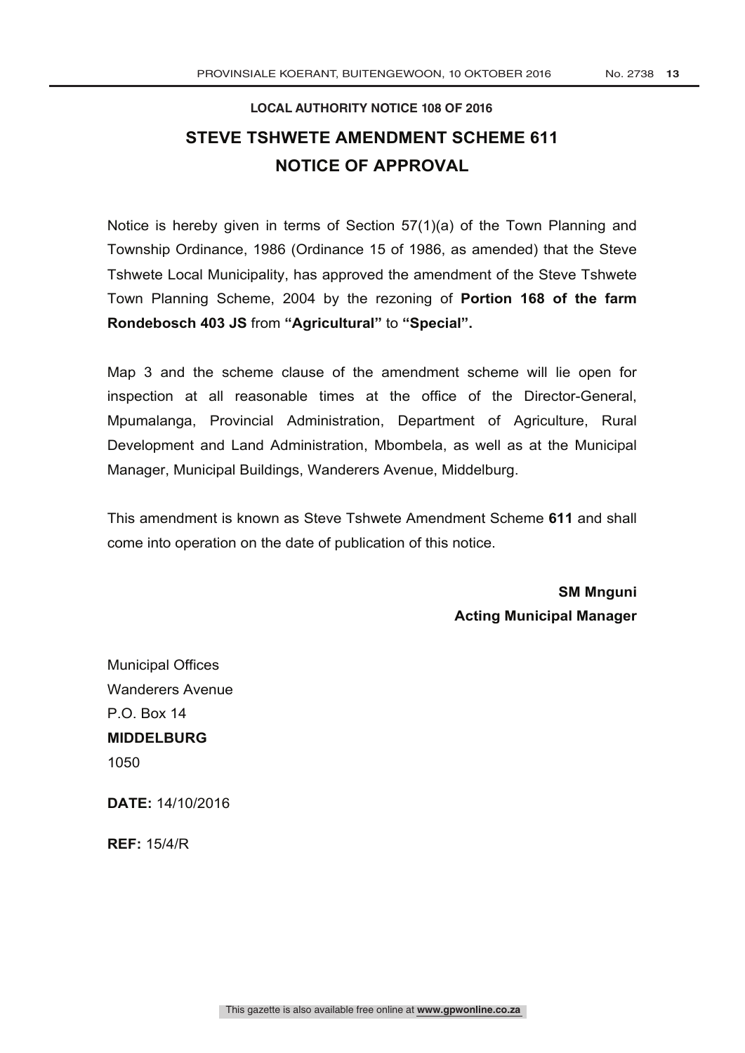**LOCAL AUTHORITY NOTICE 108 OF 2016**

# STEVE TSHWETE AMENDMENT SCHEME 611

## NOTICE OF APPROVAL

Notice is hereby given in terms of Section 57(1)(a) of the Town Planning and Township Ordinance, 1986 (Ordinance 15 of 1986, as amended) that the Steve Tshwete Local Municipality, has approved the amendment of the Steve Tshwete Town Planning Scheme, 2004 by the rezoning of **Portion 168 of the farm Rondebosch 403 JS** from **"Agricultural"** to **"Special".**

Map 3 and the scheme clause of the amendment scheme will lie open for inspection at all reasonable times at the office of the Director-General, Mpumalanga, Provincial Administration, Department of Agriculture, Rural Development and Land Administration, Mbombela, as well as at the Municipal Manager, Municipal Buildings, Wanderers Avenue, Middelburg.

This amendment is known as Steve Tshwete Amendment Scheme **611** and shall come into operation on the date of publication of this notice.

**SM Mnguni**
**Acting Municipal Manager**

Municipal Offices
Wanderers Avenue
P.O. Box 14
**MIDDELBURG**
1050

**DATE:** 14/10/2016

**REF:** 15/4/R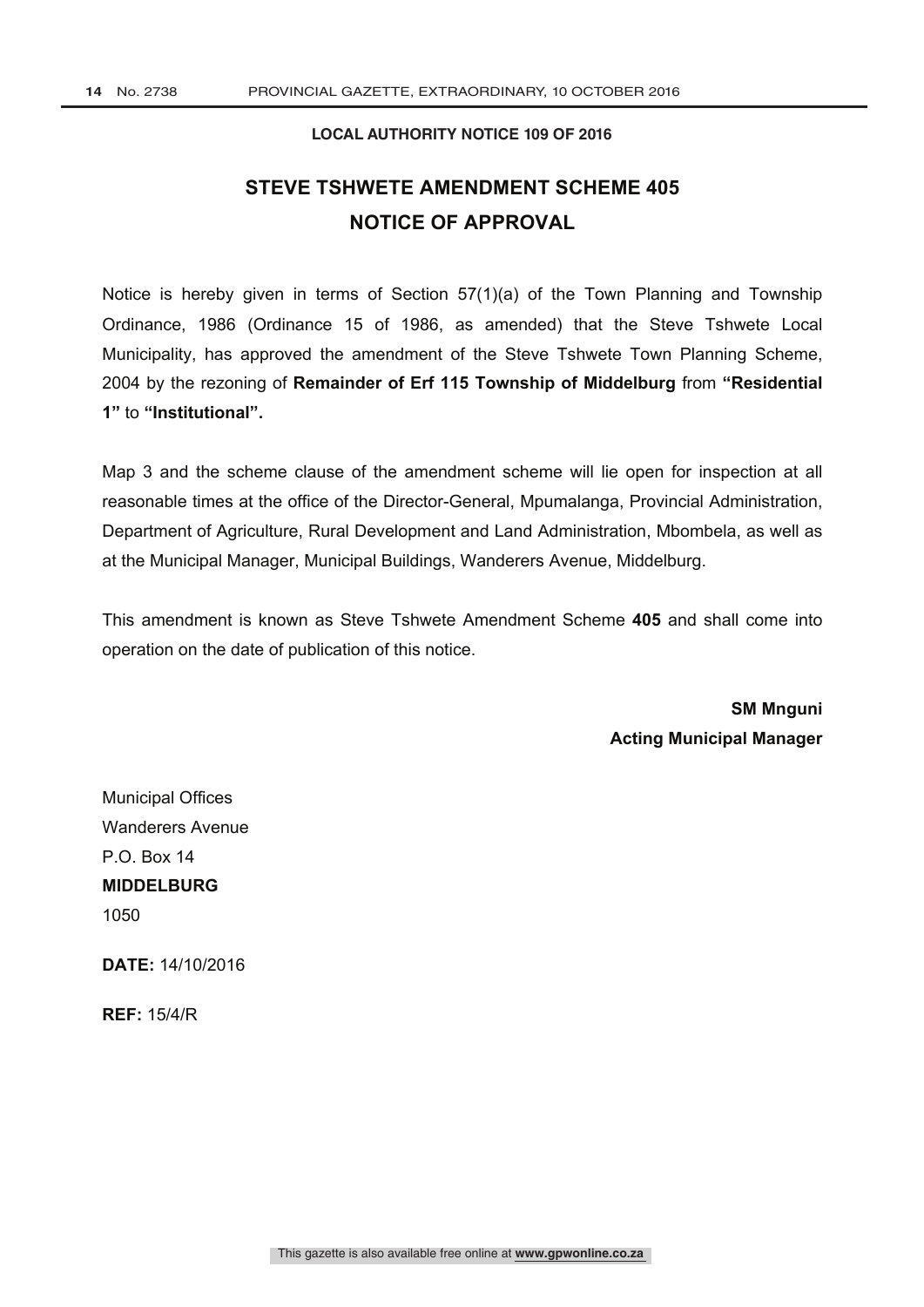**LOCAL AUTHORITY NOTICE 109 OF 2016**

# STEVE TSHWETE AMENDMENT SCHEME 405
## NOTICE OF APPROVAL

Notice is hereby given in terms of Section 57(1)(a) of the Town Planning and Township Ordinance, 1986 (Ordinance 15 of 1986, as amended) that the Steve Tshwete Local Municipality, has approved the amendment of the Steve Tshwete Town Planning Scheme, 2004 by the rezoning of **Remainder of Erf 115 Township of Middelburg** from **"Residential 1"** to **"Institutional".**

Map 3 and the scheme clause of the amendment scheme will lie open for inspection at all reasonable times at the office of the Director-General, Mpumalanga, Provincial Administration, Department of Agriculture, Rural Development and Land Administration, Mbombela, as well as at the Municipal Manager, Municipal Buildings, Wanderers Avenue, Middelburg.

This amendment is known as Steve Tshwete Amendment Scheme **405** and shall come into operation on the date of publication of this notice.

**SM Mnguni**
**Acting Municipal Manager**

Municipal Offices
Wanderers Avenue
P.O. Box 14
**MIDDELBURG**
1050

**DATE:** 14/10/2016

**REF:** 15/4/R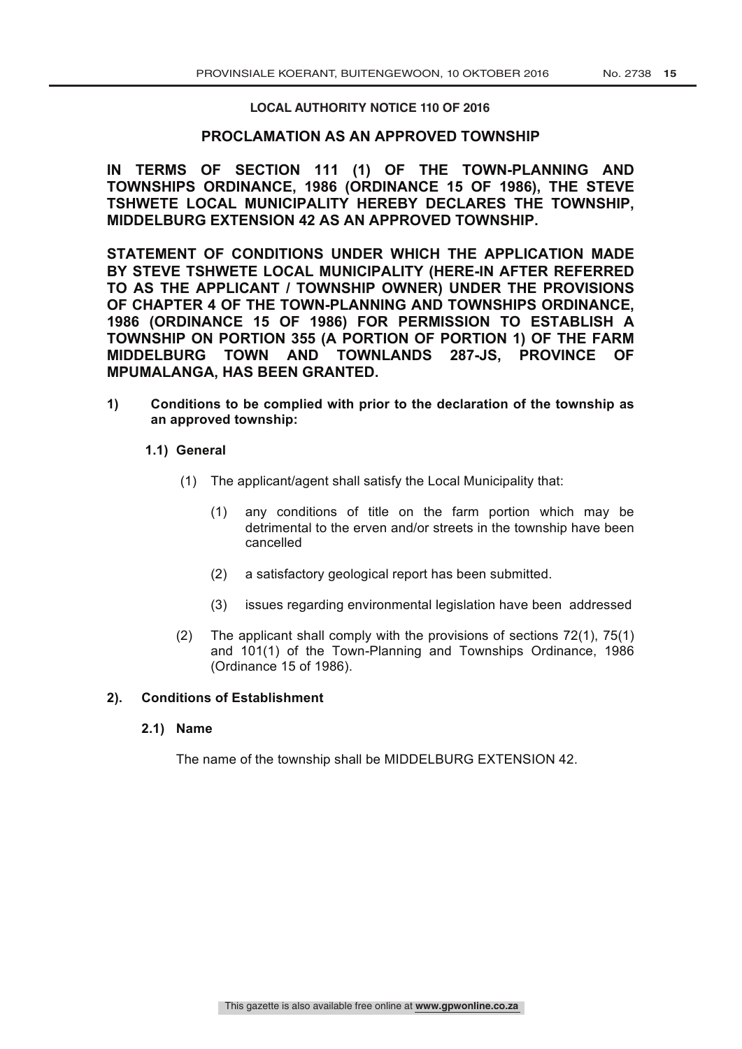**LOCAL AUTHORITY NOTICE 110 OF 2016**

## PROCLAMATION AS AN APPROVED TOWNSHIP

**IN TERMS OF SECTION 111 (1) OF THE TOWN-PLANNING AND TOWNSHIPS ORDINANCE, 1986 (ORDINANCE 15 OF 1986), THE STEVE TSHWETE LOCAL MUNICIPALITY HEREBY DECLARES THE TOWNSHIP, MIDDELBURG EXTENSION 42 AS AN APPROVED TOWNSHIP.**

**STATEMENT OF CONDITIONS UNDER WHICH THE APPLICATION MADE BY STEVE TSHWETE LOCAL MUNICIPALITY (HERE-IN AFTER REFERRED TO AS THE APPLICANT / TOWNSHIP OWNER) UNDER THE PROVISIONS OF CHAPTER 4 OF THE TOWN-PLANNING AND TOWNSHIPS ORDINANCE, 1986 (ORDINANCE 15 OF 1986) FOR PERMISSION TO ESTABLISH A TOWNSHIP ON PORTION 355 (A PORTION OF PORTION 1) OF THE FARM MIDDELBURG TOWN AND TOWNLANDS 287-JS, PROVINCE OF MPUMALANGA, HAS BEEN GRANTED.**

**1) Conditions to be complied with prior to the declaration of the township as an approved township:**

**1.1) General**

(1) The applicant/agent shall satisfy the Local Municipality that:

(1) any conditions of title on the farm portion which may be detrimental to the erven and/or streets in the township have been cancelled

(2) a satisfactory geological report has been submitted.

(3) issues regarding environmental legislation have been addressed

(2) The applicant shall comply with the provisions of sections 72(1), 75(1) and 101(1) of the Town-Planning and Townships Ordinance, 1986 (Ordinance 15 of 1986).

**2). Conditions of Establishment**

**2.1) Name**

The name of the township shall be MIDDELBURG EXTENSION 42.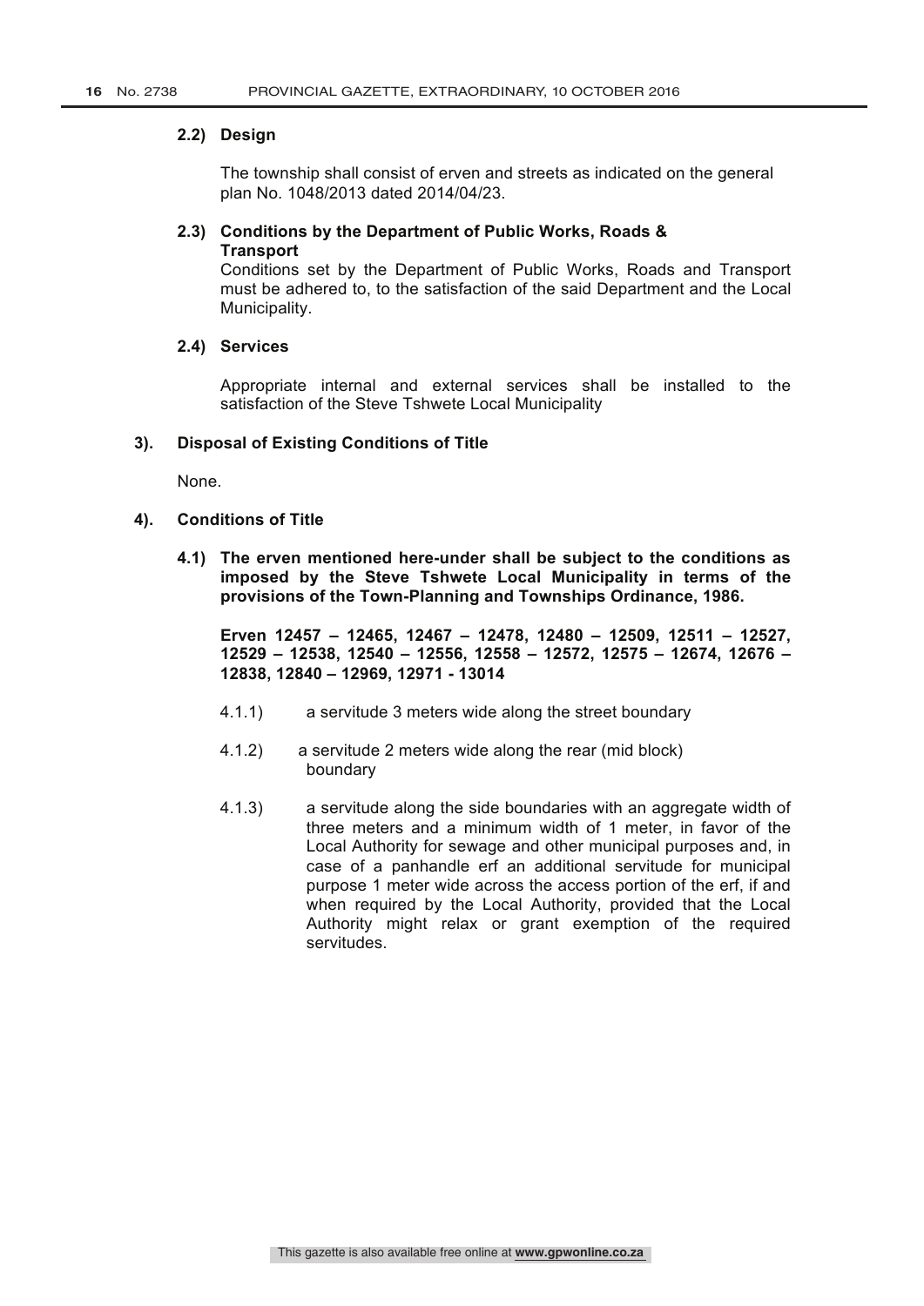**2.2) Design**

The township shall consist of erven and streets as indicated on the general plan No. 1048/2013 dated 2014/04/23.

**2.3) Conditions by the Department of Public Works, Roads & Transport**

Conditions set by the Department of Public Works, Roads and Transport must be adhered to, to the satisfaction of the said Department and the Local Municipality.

**2.4) Services**

Appropriate internal and external services shall be installed to the satisfaction of the Steve Tshwete Local Municipality

**3). Disposal of Existing Conditions of Title**

None.

**4). Conditions of Title**

**4.1) The erven mentioned here-under shall be subject to the conditions as imposed by the Steve Tshwete Local Municipality in terms of the provisions of the Town-Planning and Townships Ordinance, 1986.**

**Erven 12457 – 12465, 12467 – 12478, 12480 – 12509, 12511 – 12527, 12529 – 12538, 12540 – 12556, 12558 – 12572, 12575 – 12674, 12676 – 12838, 12840 – 12969, 12971 - 13014**

4.1.1) a servitude 3 meters wide along the street boundary

4.1.2) a servitude 2 meters wide along the rear (mid block) boundary

4.1.3) a servitude along the side boundaries with an aggregate width of three meters and a minimum width of 1 meter, in favor of the Local Authority for sewage and other municipal purposes and, in case of a panhandle erf an additional servitude for municipal purpose 1 meter wide across the access portion of the erf, if and when required by the Local Authority, provided that the Local Authority might relax or grant exemption of the required servitudes.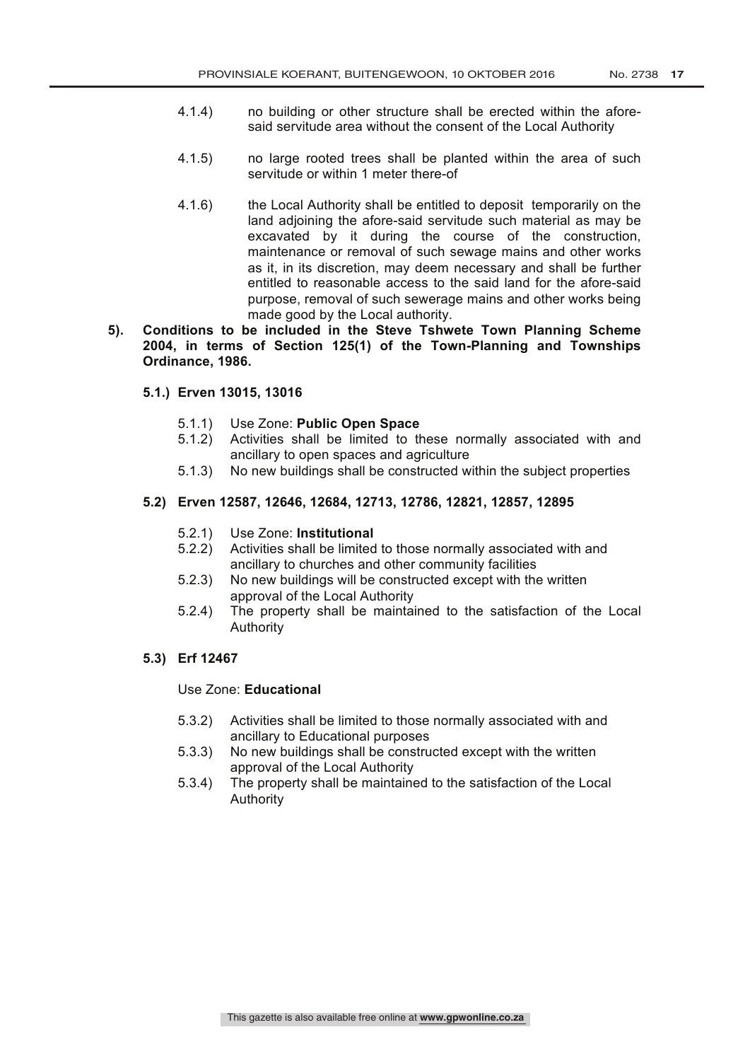4.1.4) no building or other structure shall be erected within the afore-said servitude area without the consent of the Local Authority

4.1.5) no large rooted trees shall be planted within the area of such servitude or within 1 meter there-of

4.1.6) the Local Authority shall be entitled to deposit temporarily on the land adjoining the afore-said servitude such material as may be excavated by it during the course of the construction, maintenance or removal of such sewage mains and other works as it, in its discretion, may deem necessary and shall be further entitled to reasonable access to the said land for the afore-said purpose, removal of such sewerage mains and other works being made good by the Local authority.

**5). Conditions to be included in the Steve Tshwete Town Planning Scheme 2004, in terms of Section 125(1) of the Town-Planning and Townships Ordinance, 1986.**

**5.1.) Erven 13015, 13016**

5.1.1) Use Zone: **Public Open Space**
5.1.2) Activities shall be limited to these normally associated with and ancillary to open spaces and agriculture
5.1.3) No new buildings shall be constructed within the subject properties

**5.2) Erven 12587, 12646, 12684, 12713, 12786, 12821, 12857, 12895**

5.2.1) Use Zone: **Institutional**
5.2.2) Activities shall be limited to those normally associated with and ancillary to churches and other community facilities
5.2.3) No new buildings will be constructed except with the written approval of the Local Authority
5.2.4) The property shall be maintained to the satisfaction of the Local Authority

**5.3) Erf 12467**

Use Zone: **Educational**

5.3.2) Activities shall be limited to those normally associated with and ancillary to Educational purposes
5.3.3) No new buildings shall be constructed except with the written approval of the Local Authority
5.3.4) The property shall be maintained to the satisfaction of the Local Authority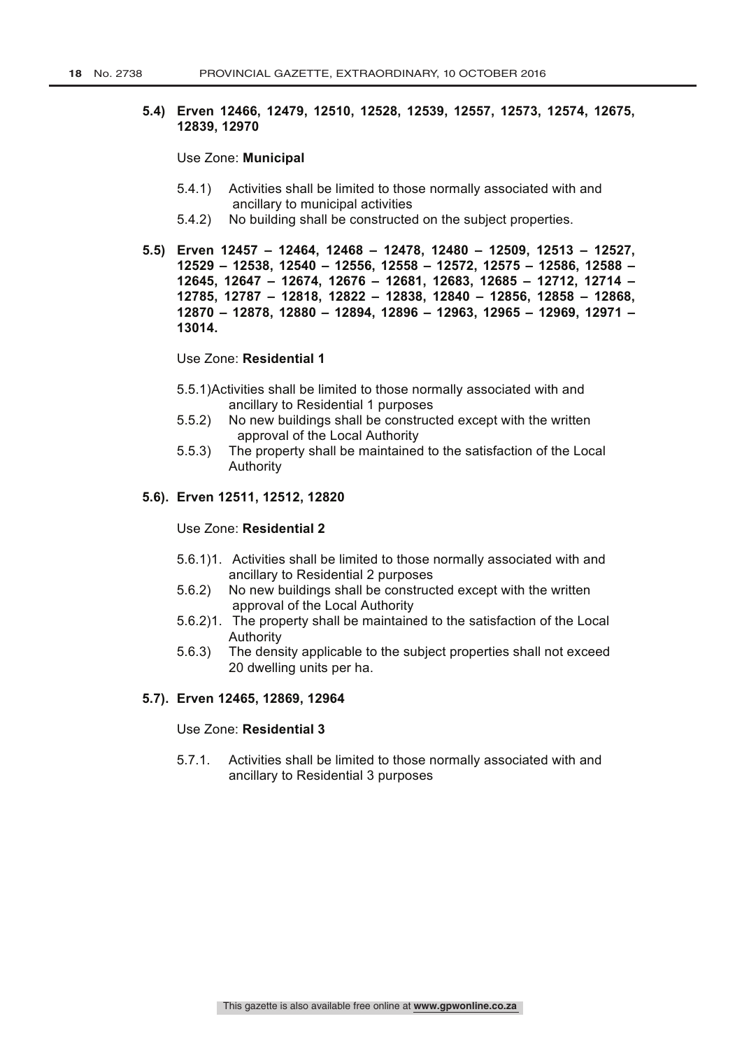**5.4) Erven 12466, 12479, 12510, 12528, 12539, 12557, 12573, 12574, 12675, 12839, 12970**

Use Zone: **Municipal**

5.4.1) Activities shall be limited to those normally associated with and ancillary to municipal activities

5.4.2) No building shall be constructed on the subject properties.

**5.5) Erven 12457 – 12464, 12468 – 12478, 12480 – 12509, 12513 – 12527, 12529 – 12538, 12540 – 12556, 12558 – 12572, 12575 – 12586, 12588 – 12645, 12647 – 12674, 12676 – 12681, 12683, 12685 – 12712, 12714 – 12785, 12787 – 12818, 12822 – 12838, 12840 – 12856, 12858 – 12868, 12870 – 12878, 12880 – 12894, 12896 – 12963, 12965 – 12969, 12971 – 13014.**

Use Zone: **Residential 1**

5.5.1)Activities shall be limited to those normally associated with and ancillary to Residential 1 purposes

5.5.2) No new buildings shall be constructed except with the written approval of the Local Authority

5.5.3) The property shall be maintained to the satisfaction of the Local Authority

**5.6). Erven 12511, 12512, 12820**

Use Zone: **Residential 2**

5.6.1)1. Activities shall be limited to those normally associated with and ancillary to Residential 2 purposes

5.6.2) No new buildings shall be constructed except with the written approval of the Local Authority

5.6.2)1. The property shall be maintained to the satisfaction of the Local Authority

5.6.3) The density applicable to the subject properties shall not exceed 20 dwelling units per ha.

**5.7). Erven 12465, 12869, 12964**

Use Zone: **Residential 3**

5.7.1. Activities shall be limited to those normally associated with and ancillary to Residential 3 purposes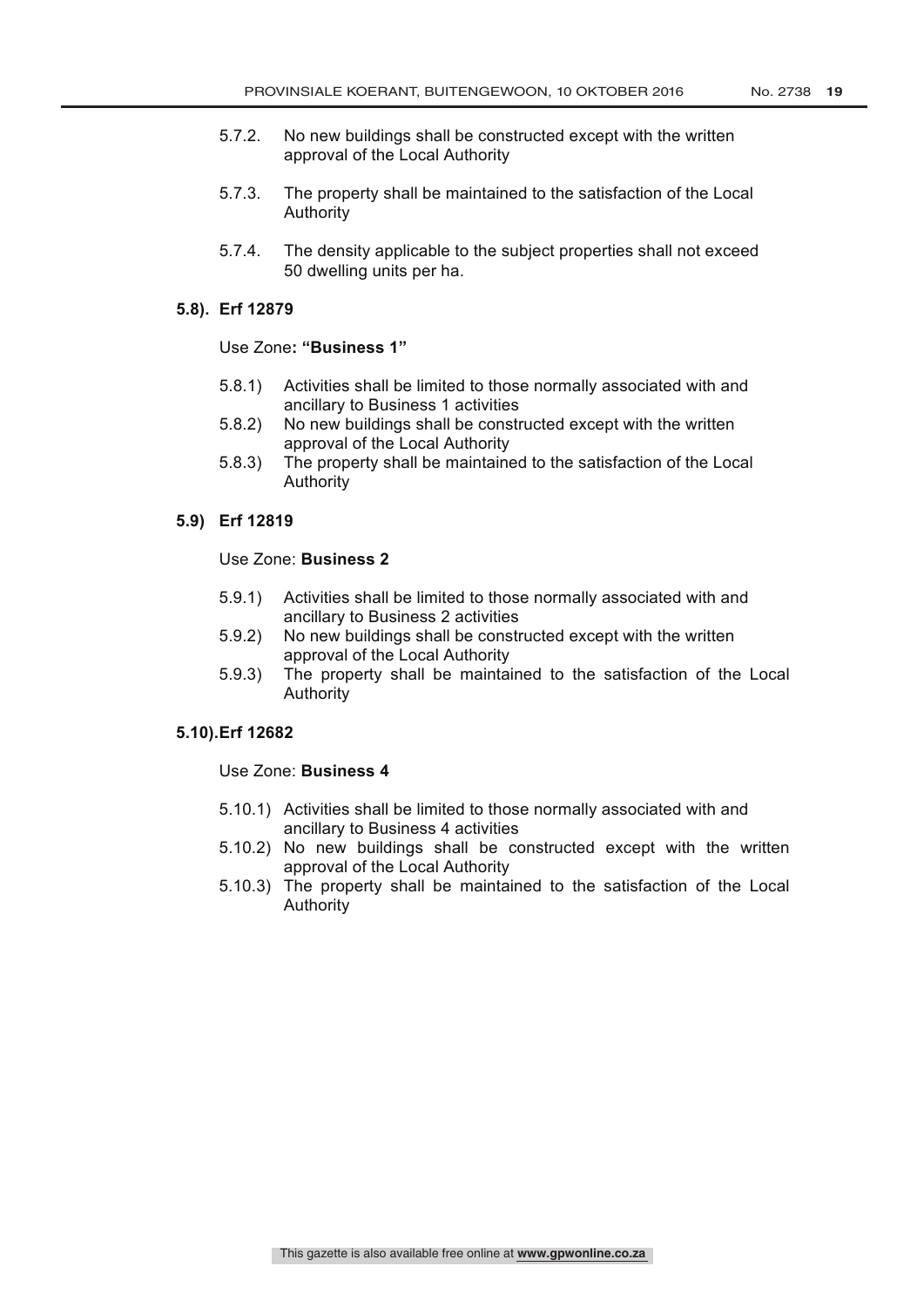5.7.2. No new buildings shall be constructed except with the written approval of the Local Authority

5.7.3. The property shall be maintained to the satisfaction of the Local Authority

5.7.4. The density applicable to the subject properties shall not exceed 50 dwelling units per ha.

**5.8). Erf 12879**

Use Zone**: "Business 1"**

5.8.1) Activities shall be limited to those normally associated with and ancillary to Business 1 activities
5.8.2) No new buildings shall be constructed except with the written approval of the Local Authority
5.8.3) The property shall be maintained to the satisfaction of the Local Authority

**5.9) Erf 12819**

Use Zone: **Business 2**

5.9.1) Activities shall be limited to those normally associated with and ancillary to Business 2 activities
5.9.2) No new buildings shall be constructed except with the written approval of the Local Authority
5.9.3) The property shall be maintained to the satisfaction of the Local Authority

**5.10).Erf 12682**

Use Zone: **Business 4**

5.10.1) Activities shall be limited to those normally associated with and ancillary to Business 4 activities
5.10.2) No new buildings shall be constructed except with the written approval of the Local Authority
5.10.3) The property shall be maintained to the satisfaction of the Local Authority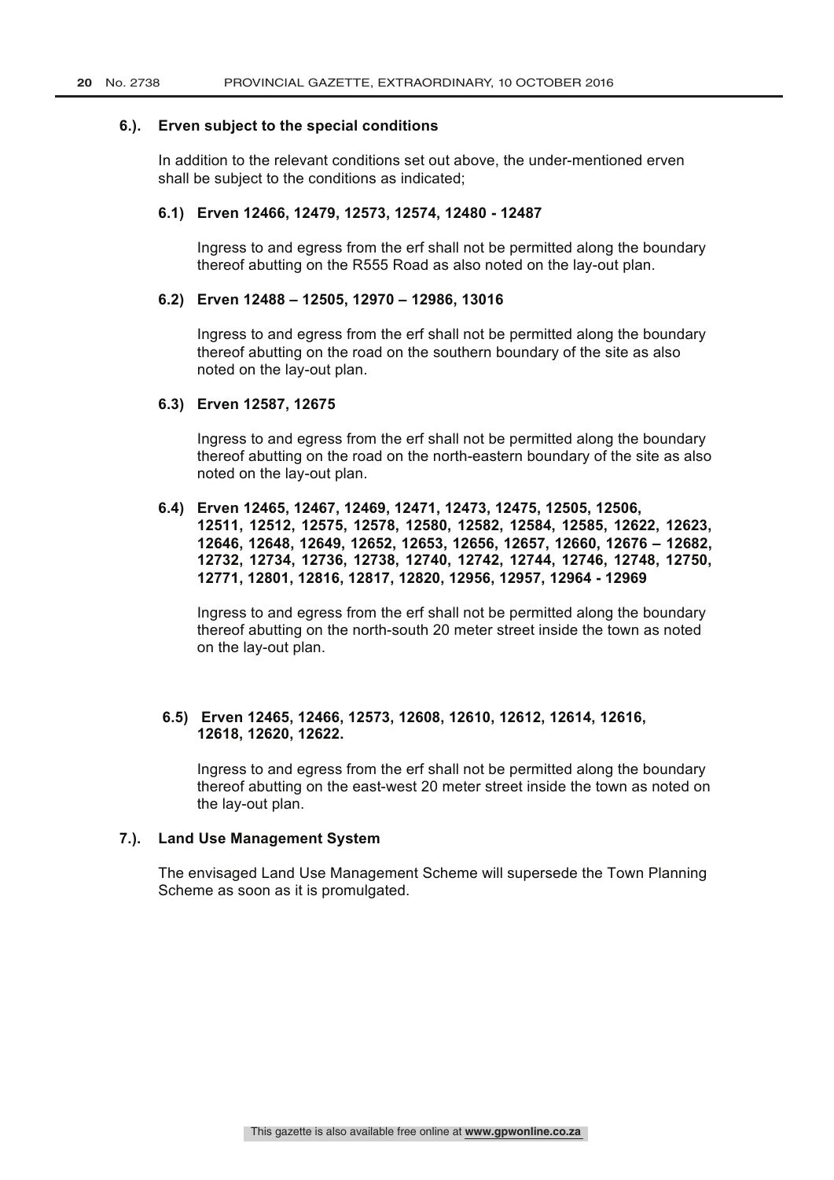**6.). Erven subject to the special conditions**

In addition to the relevant conditions set out above, the under-mentioned erven shall be subject to the conditions as indicated;

**6.1) Erven 12466, 12479, 12573, 12574, 12480 - 12487**

Ingress to and egress from the erf shall not be permitted along the boundary thereof abutting on the R555 Road as also noted on the lay-out plan.

**6.2) Erven 12488 – 12505, 12970 – 12986, 13016**

Ingress to and egress from the erf shall not be permitted along the boundary thereof abutting on the road on the southern boundary of the site as also noted on the lay-out plan.

**6.3) Erven 12587, 12675**

Ingress to and egress from the erf shall not be permitted along the boundary thereof abutting on the road on the north-eastern boundary of the site as also noted on the lay-out plan.

**6.4) Erven 12465, 12467, 12469, 12471, 12473, 12475, 12505, 12506, 12511, 12512, 12575, 12578, 12580, 12582, 12584, 12585, 12622, 12623, 12646, 12648, 12649, 12652, 12653, 12656, 12657, 12660, 12676 – 12682, 12732, 12734, 12736, 12738, 12740, 12742, 12744, 12746, 12748, 12750, 12771, 12801, 12816, 12817, 12820, 12956, 12957, 12964 - 12969**

Ingress to and egress from the erf shall not be permitted along the boundary thereof abutting on the north-south 20 meter street inside the town as noted on the lay-out plan.

**6.5) Erven 12465, 12466, 12573, 12608, 12610, 12612, 12614, 12616, 12618, 12620, 12622.**

Ingress to and egress from the erf shall not be permitted along the boundary thereof abutting on the east-west 20 meter street inside the town as noted on the lay-out plan.

**7.). Land Use Management System**

The envisaged Land Use Management Scheme will supersede the Town Planning Scheme as soon as it is promulgated.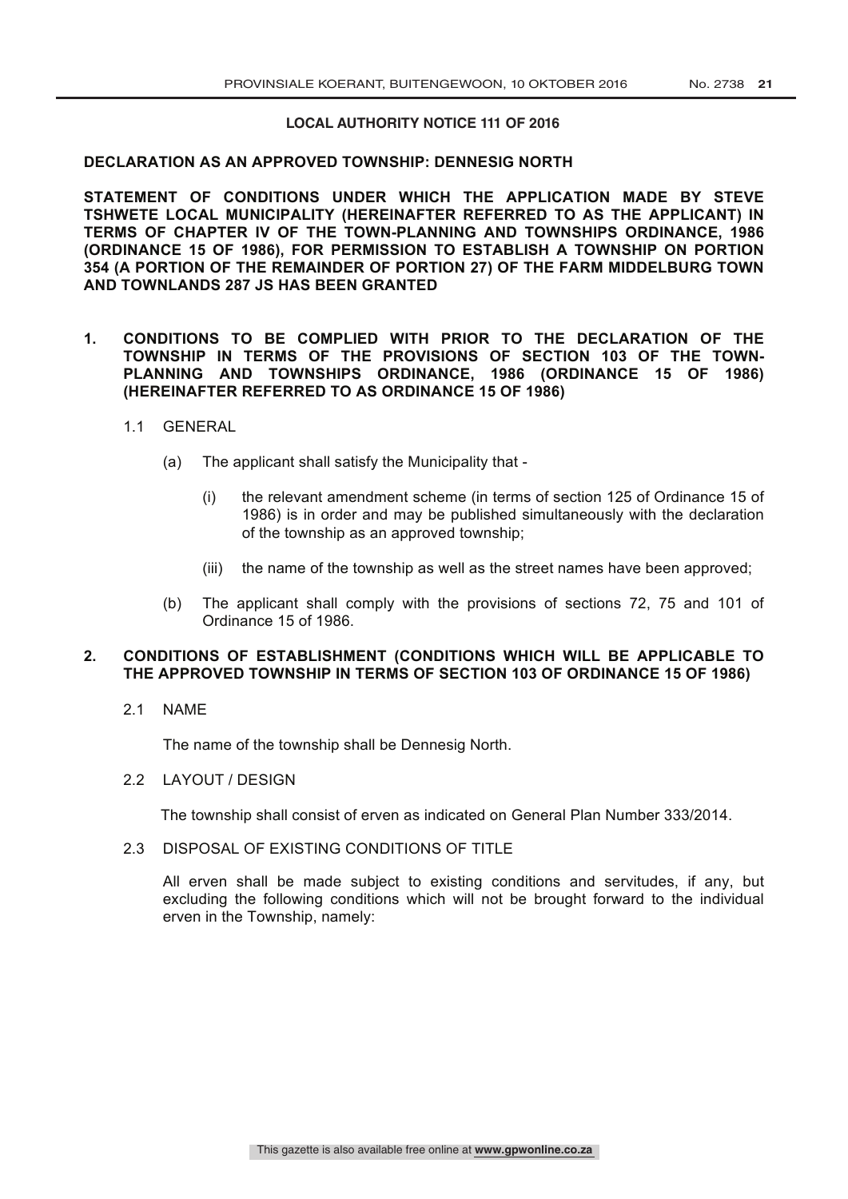**LOCAL AUTHORITY NOTICE 111 OF 2016**

**DECLARATION AS AN APPROVED TOWNSHIP: DENNESIG NORTH**

**STATEMENT OF CONDITIONS UNDER WHICH THE APPLICATION MADE BY STEVE TSHWETE LOCAL MUNICIPALITY (HEREINAFTER REFERRED TO AS THE APPLICANT) IN TERMS OF CHAPTER IV OF THE TOWN-PLANNING AND TOWNSHIPS ORDINANCE, 1986 (ORDINANCE 15 OF 1986), FOR PERMISSION TO ESTABLISH A TOWNSHIP ON PORTION 354 (A PORTION OF THE REMAINDER OF PORTION 27) OF THE FARM MIDDELBURG TOWN AND TOWNLANDS 287 JS HAS BEEN GRANTED**

**1. CONDITIONS TO BE COMPLIED WITH PRIOR TO THE DECLARATION OF THE TOWNSHIP IN TERMS OF THE PROVISIONS OF SECTION 103 OF THE TOWN-PLANNING AND TOWNSHIPS ORDINANCE, 1986 (ORDINANCE 15 OF 1986) (HEREINAFTER REFERRED TO AS ORDINANCE 15 OF 1986)**

1.1 GENERAL

(a) The applicant shall satisfy the Municipality that -

(i) the relevant amendment scheme (in terms of section 125 of Ordinance 15 of 1986) is in order and may be published simultaneously with the declaration of the township as an approved township;

(iii) the name of the township as well as the street names have been approved;

(b) The applicant shall comply with the provisions of sections 72, 75 and 101 of Ordinance 15 of 1986.

**2. CONDITIONS OF ESTABLISHMENT (CONDITIONS WHICH WILL BE APPLICABLE TO THE APPROVED TOWNSHIP IN TERMS OF SECTION 103 OF ORDINANCE 15 OF 1986)**

2.1 NAME

The name of the township shall be Dennesig North.

2.2 LAYOUT / DESIGN

The township shall consist of erven as indicated on General Plan Number 333/2014.

2.3 DISPOSAL OF EXISTING CONDITIONS OF TITLE

All erven shall be made subject to existing conditions and servitudes, if any, but excluding the following conditions which will not be brought forward to the individual erven in the Township, namely: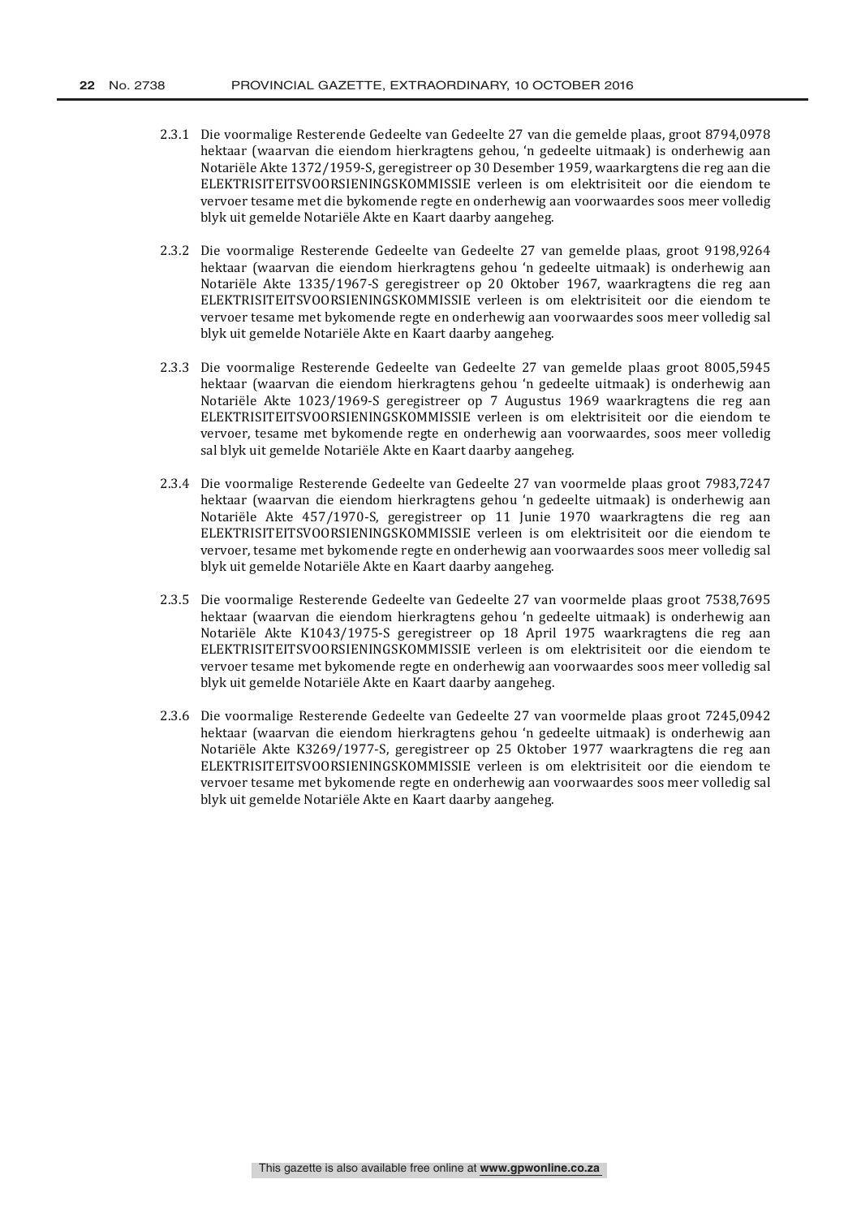2.3.1 Die voormalige Resterende Gedeelte van Gedeelte 27 van die gemelde plaas, groot 8794,0978 hektaar (waarvan die eiendom hierkragtens gehou, 'n gedeelte uitmaak) is onderhewig aan Notariële Akte 1372/1959-S, geregistreer op 30 Desember 1959, waarkargtens die reg aan die ELEKTRISITEITSVOORSIENINGSKOMMISSIE verleen is om elektrisiteit oor die eiendom te vervoer tesame met die bykomende regte en onderhewig aan voorwaardes soos meer volledig blyk uit gemelde Notariële Akte en Kaart daarby aangeheg.

2.3.2 Die voormalige Resterende Gedeelte van Gedeelte 27 van gemelde plaas, groot 9198,9264 hektaar (waarvan die eiendom hierkragtens gehou 'n gedeelte uitmaak) is onderhewig aan Notariële Akte 1335/1967-S geregistreer op 20 Oktober 1967, waarkragtens die reg aan ELEKTRISITEITSVOORSIENINGSKOMMISSIE verleen is om elektrisiteit oor die eiendom te vervoer tesame met bykomende regte en onderhewig aan voorwaardes soos meer volledig sal blyk uit gemelde Notariële Akte en Kaart daarby aangeheg.

2.3.3 Die voormalige Resterende Gedeelte van Gedeelte 27 van gemelde plaas groot 8005,5945 hektaar (waarvan die eiendom hierkragtens gehou 'n gedeelte uitmaak) is onderhewig aan Notariële Akte 1023/1969-S geregistreer op 7 Augustus 1969 waarkragtens die reg aan ELEKTRISITEITSVOORSIENINGSKOMMISSIE verleen is om elektrisiteit oor die eiendom te vervoer, tesame met bykomende regte en onderhewig aan voorwaardes, soos meer volledig sal blyk uit gemelde Notariële Akte en Kaart daarby aangeheg.

2.3.4 Die voormalige Resterende Gedeelte van Gedeelte 27 van voormelde plaas groot 7983,7247 hektaar (waarvan die eiendom hierkragtens gehou 'n gedeelte uitmaak) is onderhewig aan Notariële Akte 457/1970-S, geregistreer op 11 Junie 1970 waarkragtens die reg aan ELEKTRISITEITSVOORSIENINGSKOMMISSIE verleen is om elektrisiteit oor die eiendom te vervoer, tesame met bykomende regte en onderhewig aan voorwaardes soos meer volledig sal blyk uit gemelde Notariële Akte en Kaart daarby aangeheg.

2.3.5 Die voormalige Resterende Gedeelte van Gedeelte 27 van voormelde plaas groot 7538,7695 hektaar (waarvan die eiendom hierkragtens gehou 'n gedeelte uitmaak) is onderhewig aan Notariële Akte K1043/1975-S geregistreer op 18 April 1975 waarkragtens die reg aan ELEKTRISITEITSVOORSIENINGSKOMMISSIE verleen is om elektrisiteit oor die eiendom te vervoer tesame met bykomende regte en onderhewig aan voorwaardes soos meer volledig sal blyk uit gemelde Notariële Akte en Kaart daarby aangeheg.

2.3.6 Die voormalige Resterende Gedeelte van Gedeelte 27 van voormelde plaas groot 7245,0942 hektaar (waarvan die eiendom hierkragtens gehou 'n gedeelte uitmaak) is onderhewig aan Notariële Akte K3269/1977-S, geregistreer op 25 Oktober 1977 waarkragtens die reg aan ELEKTRISITEITSVOORSIENINGSKOMMISSIE verleen is om elektrisiteit oor die eiendom te vervoer tesame met bykomende regte en onderhewig aan voorwaardes soos meer volledig sal blyk uit gemelde Notariële Akte en Kaart daarby aangeheg.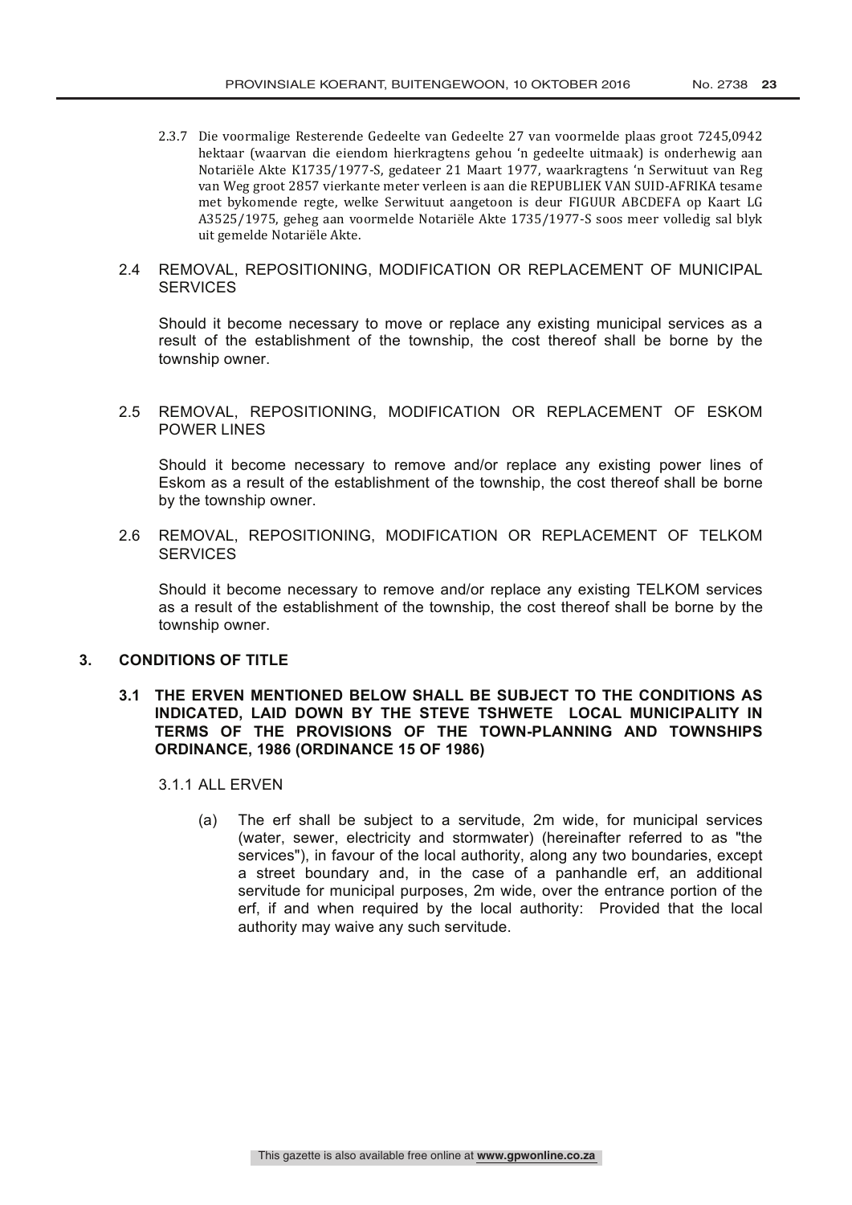2.3.7 Die voormalige Resterende Gedeelte van Gedeelte 27 van voormelde plaas groot 7245,0942 hektaar (waarvan die eiendom hierkragtens gehou 'n gedeelte uitmaak) is onderhewig aan Notariële Akte K1735/1977-S, gedateer 21 Maart 1977, waarkragtens 'n Serwituut van Reg van Weg groot 2857 vierkante meter verleen is aan die REPUBLIEK VAN SUID-AFRIKA tesame met bykomende regte, welke Serwituut aangetoon is deur FIGUUR ABCDEFA op Kaart LG A3525/1975, geheg aan voormelde Notariële Akte 1735/1977-S soos meer volledig sal blyk uit gemelde Notariële Akte.

2.4 REMOVAL, REPOSITIONING, MODIFICATION OR REPLACEMENT OF MUNICIPAL SERVICES

Should it become necessary to move or replace any existing municipal services as a result of the establishment of the township, the cost thereof shall be borne by the township owner.

2.5 REMOVAL, REPOSITIONING, MODIFICATION OR REPLACEMENT OF ESKOM POWER LINES

Should it become necessary to remove and/or replace any existing power lines of Eskom as a result of the establishment of the township, the cost thereof shall be borne by the township owner.

2.6 REMOVAL, REPOSITIONING, MODIFICATION OR REPLACEMENT OF TELKOM SERVICES

Should it become necessary to remove and/or replace any existing TELKOM services as a result of the establishment of the township, the cost thereof shall be borne by the township owner.

**3. CONDITIONS OF TITLE**

**3.1 THE ERVEN MENTIONED BELOW SHALL BE SUBJECT TO THE CONDITIONS AS INDICATED, LAID DOWN BY THE STEVE TSHWETE LOCAL MUNICIPALITY IN TERMS OF THE PROVISIONS OF THE TOWN-PLANNING AND TOWNSHIPS ORDINANCE, 1986 (ORDINANCE 15 OF 1986)**

3.1.1 ALL ERVEN

(a) The erf shall be subject to a servitude, 2m wide, for municipal services (water, sewer, electricity and stormwater) (hereinafter referred to as "the services"), in favour of the local authority, along any two boundaries, except a street boundary and, in the case of a panhandle erf, an additional servitude for municipal purposes, 2m wide, over the entrance portion of the erf, if and when required by the local authority: Provided that the local authority may waive any such servitude.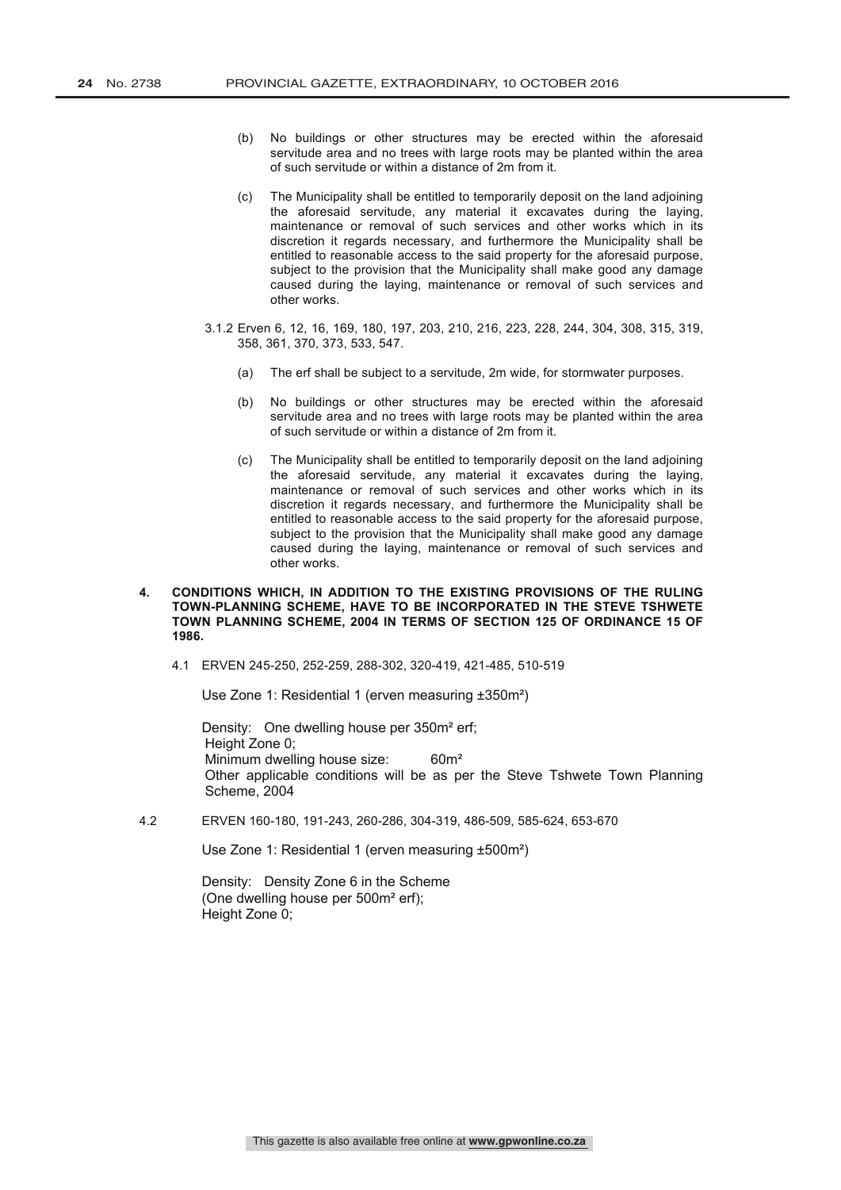(b) No buildings or other structures may be erected within the aforesaid servitude area and no trees with large roots may be planted within the area of such servitude or within a distance of 2m from it.

(c) The Municipality shall be entitled to temporarily deposit on the land adjoining the aforesaid servitude, any material it excavates during the laying, maintenance or removal of such services and other works which in its discretion it regards necessary, and furthermore the Municipality shall be entitled to reasonable access to the said property for the aforesaid purpose, subject to the provision that the Municipality shall make good any damage caused during the laying, maintenance or removal of such services and other works.

3.1.2 Erven 6, 12, 16, 169, 180, 197, 203, 210, 216, 223, 228, 244, 304, 308, 315, 319, 358, 361, 370, 373, 533, 547.

(a) The erf shall be subject to a servitude, 2m wide, for stormwater purposes.

(b) No buildings or other structures may be erected within the aforesaid servitude area and no trees with large roots may be planted within the area of such servitude or within a distance of 2m from it.

(c) The Municipality shall be entitled to temporarily deposit on the land adjoining the aforesaid servitude, any material it excavates during the laying, maintenance or removal of such services and other works which in its discretion it regards necessary, and furthermore the Municipality shall be entitled to reasonable access to the said property for the aforesaid purpose, subject to the provision that the Municipality shall make good any damage caused during the laying, maintenance or removal of such services and other works.

**4. CONDITIONS WHICH, IN ADDITION TO THE EXISTING PROVISIONS OF THE RULING TOWN-PLANNING SCHEME, HAVE TO BE INCORPORATED IN THE STEVE TSHWETE TOWN PLANNING SCHEME, 2004 IN TERMS OF SECTION 125 OF ORDINANCE 15 OF 1986.**

4.1 ERVEN 245-250, 252-259, 288-302, 320-419, 421-485, 510-519

Use Zone 1: Residential 1 (erven measuring ±350m²)

Density: One dwelling house per 350m² erf;
Height Zone 0;
Minimum dwelling house size: 60m²
Other applicable conditions will be as per the Steve Tshwete Town Planning Scheme, 2004

4.2 ERVEN 160-180, 191-243, 260-286, 304-319, 486-509, 585-624, 653-670

Use Zone 1: Residential 1 (erven measuring ±500m²)

Density: Density Zone 6 in the Scheme
(One dwelling house per 500m² erf);
Height Zone 0;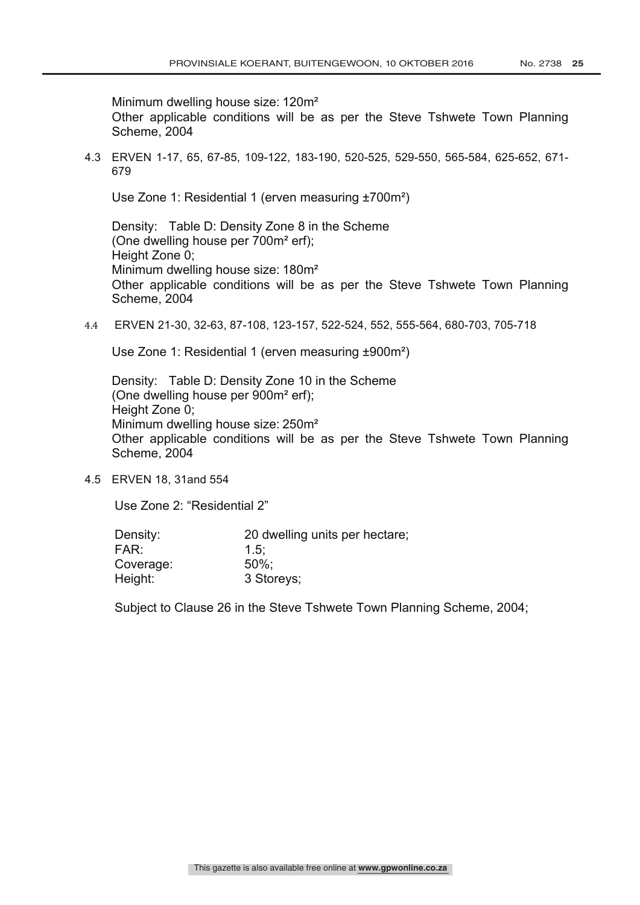Minimum dwelling house size: 120m²
Other applicable conditions will be as per the Steve Tshwete Town Planning Scheme, 2004

4.3 ERVEN 1-17, 65, 67-85, 109-122, 183-190, 520-525, 529-550, 565-584, 625-652, 671-679

Use Zone 1: Residential 1 (erven measuring ±700m²)

Density: Table D: Density Zone 8 in the Scheme
(One dwelling house per 700m² erf);
Height Zone 0;
Minimum dwelling house size: 180m²
Other applicable conditions will be as per the Steve Tshwete Town Planning Scheme, 2004

4.4 ERVEN 21-30, 32-63, 87-108, 123-157, 522-524, 552, 555-564, 680-703, 705-718

Use Zone 1: Residential 1 (erven measuring ±900m²)

Density: Table D: Density Zone 10 in the Scheme
(One dwelling house per 900m² erf);
Height Zone 0;
Minimum dwelling house size: 250m²
Other applicable conditions will be as per the Steve Tshwete Town Planning Scheme, 2004

4.5 ERVEN 18, 31and 554

Use Zone 2: "Residential 2"

| | |
|---|---|
| Density: | 20 dwelling units per hectare; |
| FAR: | 1.5; |
| Coverage: | 50%; |
| Height: | 3 Storeys; |

Subject to Clause 26 in the Steve Tshwete Town Planning Scheme, 2004;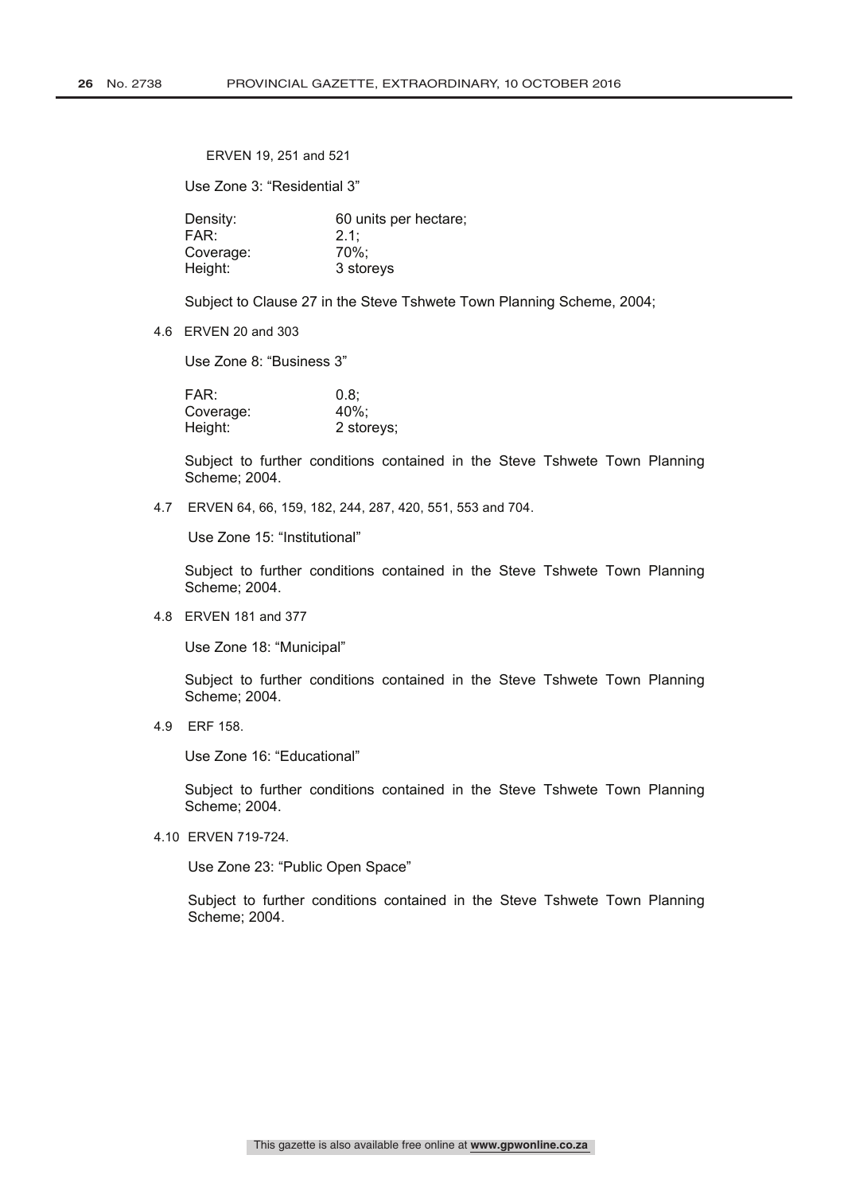ERVEN 19, 251 and 521

Use Zone 3: "Residential 3"

| | |
|---|---|
| Density: | 60 units per hectare; |
| FAR: | 2.1; |
| Coverage: | 70%; |
| Height: | 3 storeys |

Subject to Clause 27 in the Steve Tshwete Town Planning Scheme, 2004;

4.6 ERVEN 20 and 303

Use Zone 8: "Business 3"

| | |
|---|---|
| FAR: | 0.8; |
| Coverage: | 40%; |
| Height: | 2 storeys; |

Subject to further conditions contained in the Steve Tshwete Town Planning Scheme; 2004.

4.7 ERVEN 64, 66, 159, 182, 244, 287, 420, 551, 553 and 704.

Use Zone 15: "Institutional"

Subject to further conditions contained in the Steve Tshwete Town Planning Scheme; 2004.

4.8 ERVEN 181 and 377

Use Zone 18: "Municipal"

Subject to further conditions contained in the Steve Tshwete Town Planning Scheme; 2004.

4.9 ERF 158.

Use Zone 16: "Educational"

Subject to further conditions contained in the Steve Tshwete Town Planning Scheme; 2004.

4.10 ERVEN 719-724.

Use Zone 23: "Public Open Space"

Subject to further conditions contained in the Steve Tshwete Town Planning Scheme; 2004.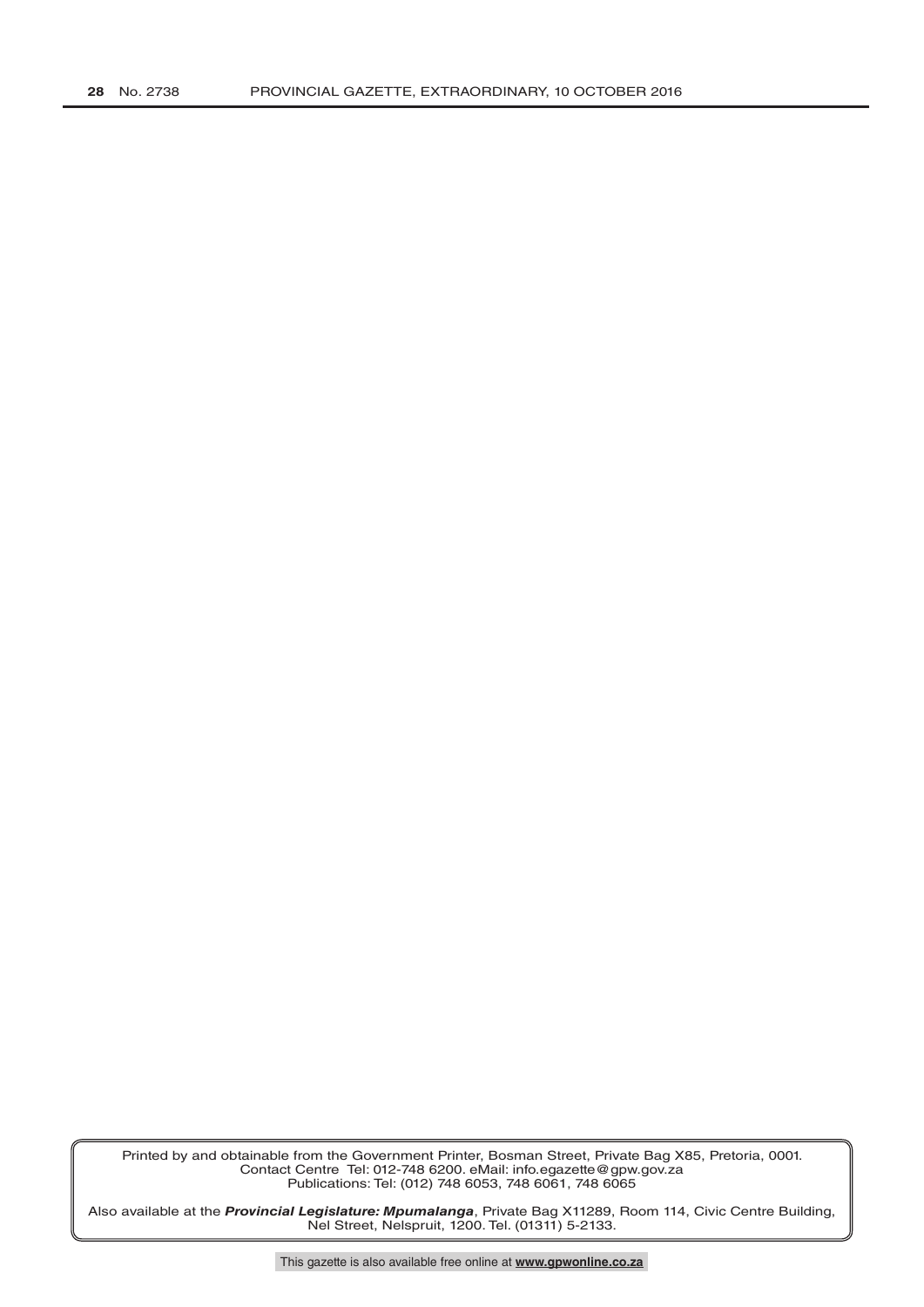Printed by and obtainable from the Government Printer, Bosman Street, Private Bag X85, Pretoria, 0001.
Contact Centre Tel: 012-748 6200. eMail: info.egazette@gpw.gov.za
Publications: Tel: (012) 748 6053, 748 6061, 748 6065

Also available at the ***Provincial Legislature: Mpumalanga***, Private Bag X11289, Room 114, Civic Centre Building, Nel Street, Nelspruit, 1200. Tel. (01311) 5-2133.

This gazette is also available free online at **www.gpwonline.co.za**